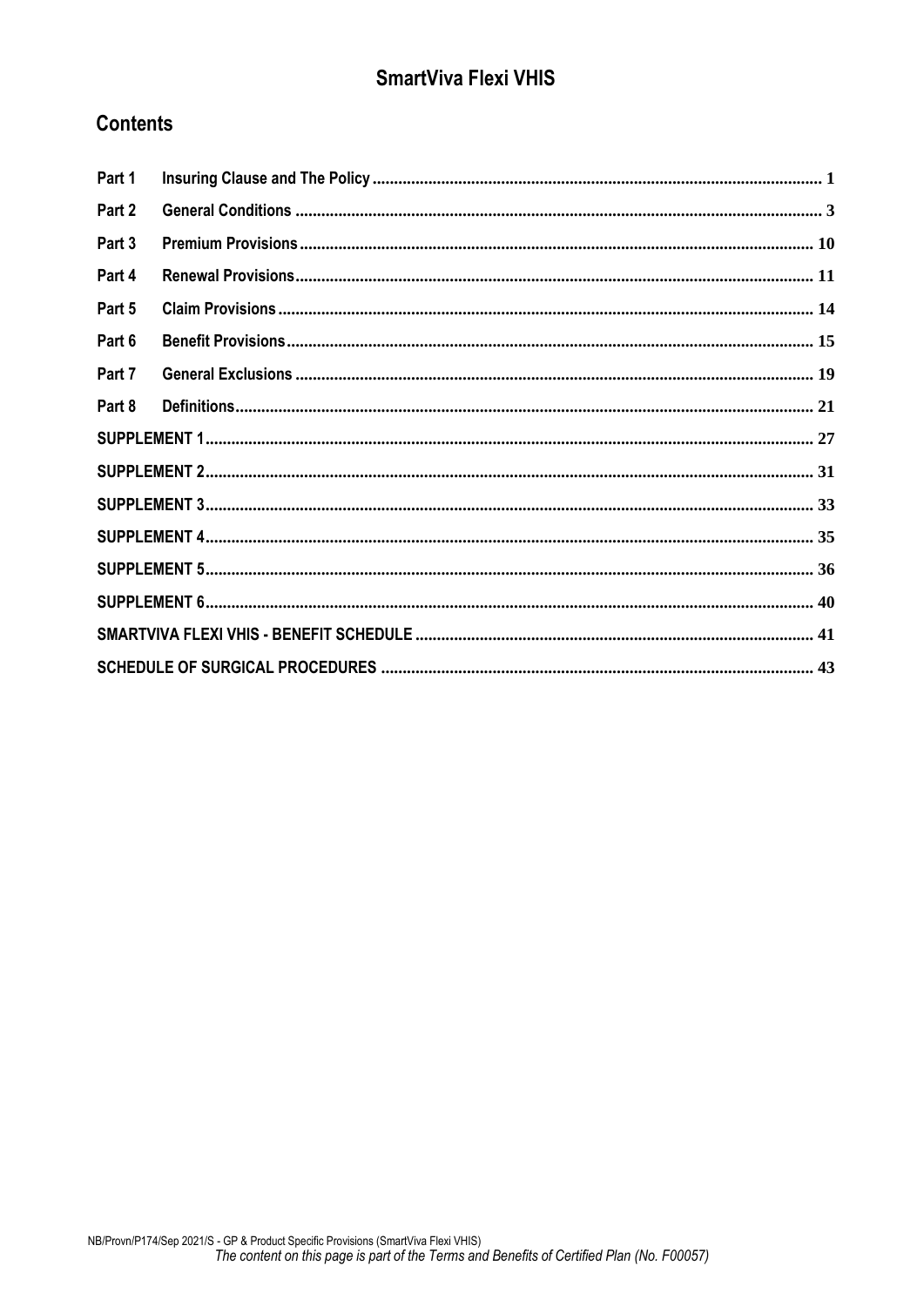# SmartViva Flexi VHIS

## Contents

| | | |
|---|---|---|
| Part 1 | Insuring Clause and The Policy | 1 |
| Part 2 | General Conditions | 3 |
| Part 3 | Premium Provisions | 10 |
| Part 4 | Renewal Provisions | 11 |
| Part 5 | Claim Provisions | 14 |
| Part 6 | Benefit Provisions | 15 |
| Part 7 | General Exclusions | 19 |
| Part 8 | Definitions | 21 |
| SUPPLEMENT 1 | | 27 |
| SUPPLEMENT 2 | | 31 |
| SUPPLEMENT 3 | | 33 |
| SUPPLEMENT 4 | | 35 |
| SUPPLEMENT 5 | | 36 |
| SUPPLEMENT 6 | | 40 |
| SMARTVIVA FLEXI VHIS - BENEFIT SCHEDULE | | 41 |
| SCHEDULE OF SURGICAL PROCEDURES | | 43 |

NB/Provn/P174/Sep 2021/S - GP & Product Specific Provisions (SmartViva Flexi VHIS)

*The content on this page is part of the Terms and Benefits of Certified Plan (No. F00057)*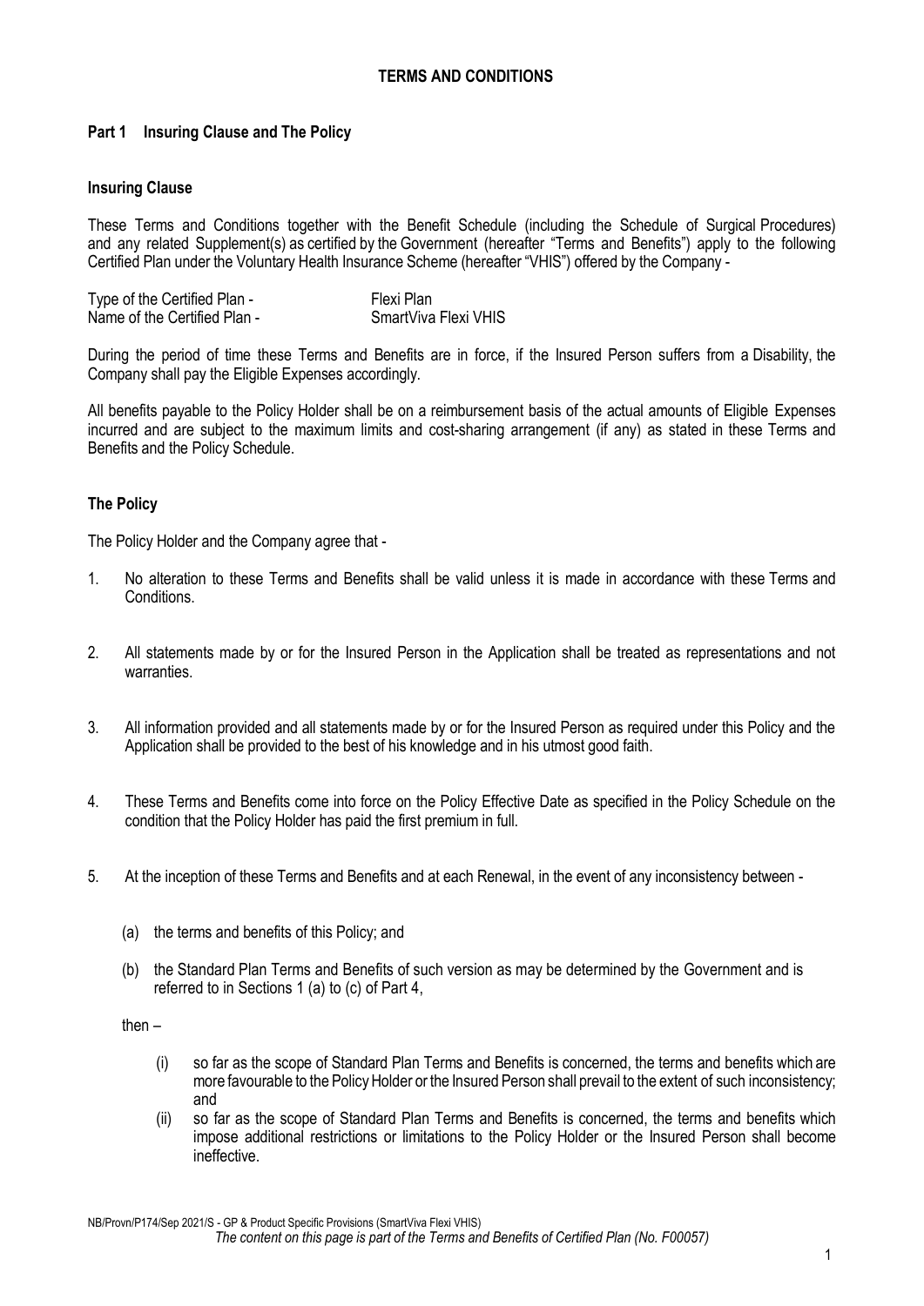# TERMS AND CONDITIONS

## Part 1 Insuring Clause and The Policy

### Insuring Clause

These Terms and Conditions together with the Benefit Schedule (including the Schedule of Surgical Procedures) and any related Supplement(s) as certified by the Government (hereafter "Terms and Benefits") apply to the following Certified Plan under the Voluntary Health Insurance Scheme (hereafter "VHIS") offered by the Company -

| | |
|---|---|
| Type of the Certified Plan - | Flexi Plan |
| Name of the Certified Plan - | SmartViva Flexi VHIS |

During the period of time these Terms and Benefits are in force, if the Insured Person suffers from a Disability, the Company shall pay the Eligible Expenses accordingly.

All benefits payable to the Policy Holder shall be on a reimbursement basis of the actual amounts of Eligible Expenses incurred and are subject to the maximum limits and cost-sharing arrangement (if any) as stated in these Terms and Benefits and the Policy Schedule.

### The Policy

The Policy Holder and the Company agree that -

1. No alteration to these Terms and Benefits shall be valid unless it is made in accordance with these Terms and Conditions.

2. All statements made by or for the Insured Person in the Application shall be treated as representations and not warranties.

3. All information provided and all statements made by or for the Insured Person as required under this Policy and the Application shall be provided to the best of his knowledge and in his utmost good faith.

4. These Terms and Benefits come into force on the Policy Effective Date as specified in the Policy Schedule on the condition that the Policy Holder has paid the first premium in full.

5. At the inception of these Terms and Benefits and at each Renewal, in the event of any inconsistency between -

   (a) the terms and benefits of this Policy; and

   (b) the Standard Plan Terms and Benefits of such version as may be determined by the Government and is referred to in Sections 1 (a) to (c) of Part 4,

   then –

   (i) so far as the scope of Standard Plan Terms and Benefits is concerned, the terms and benefits which are more favourable to the Policy Holder or the Insured Person shall prevail to the extent of such inconsistency; and

   (ii) so far as the scope of Standard Plan Terms and Benefits is concerned, the terms and benefits which impose additional restrictions or limitations to the Policy Holder or the Insured Person shall become ineffective.

NB/Provn/P174/Sep 2021/S - GP & Product Specific Provisions (SmartViva Flexi VHIS)

*The content on this page is part of the Terms and Benefits of Certified Plan (No. F00057)*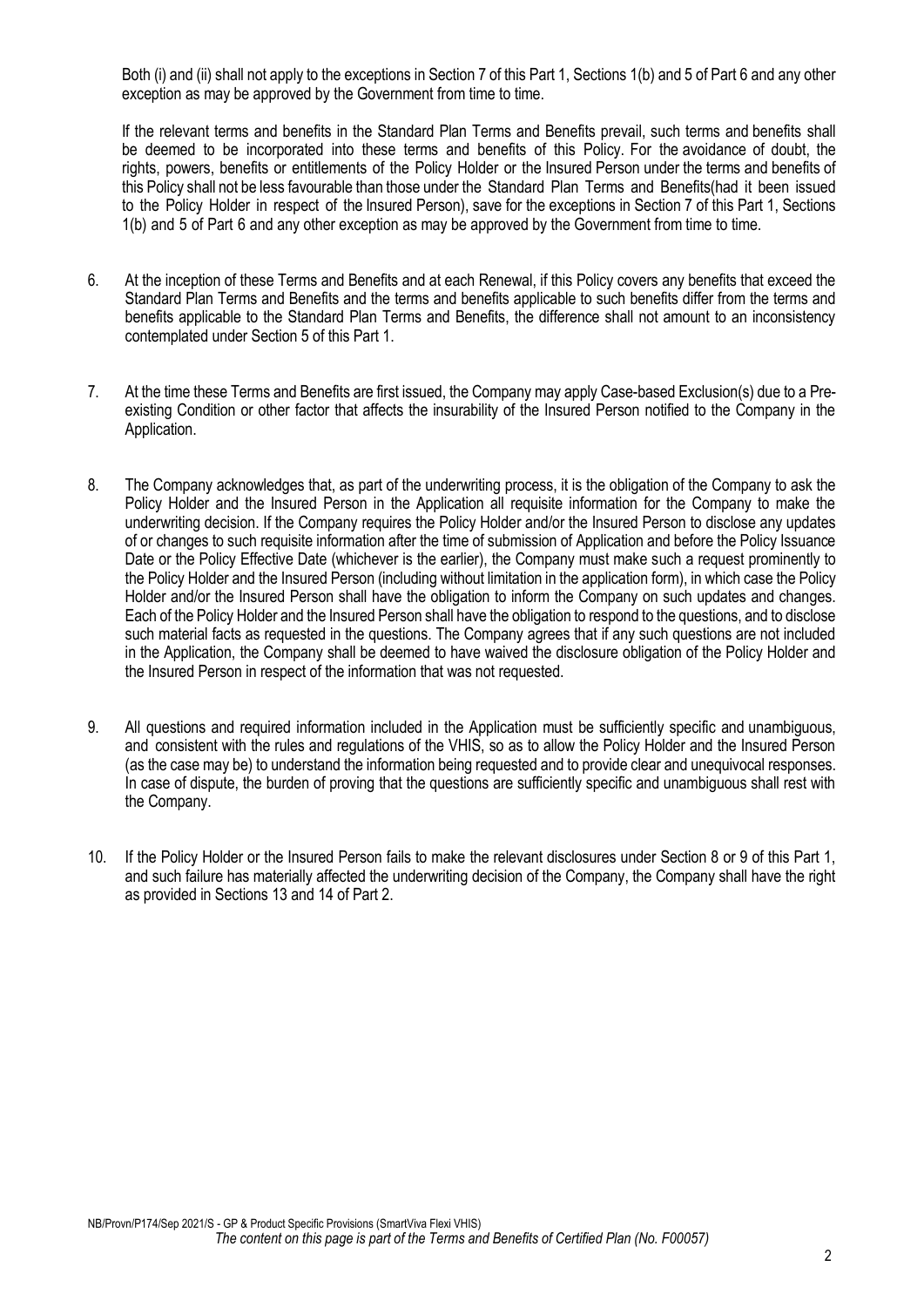Both (i) and (ii) shall not apply to the exceptions in Section 7 of this Part 1, Sections 1(b) and 5 of Part 6 and any other exception as may be approved by the Government from time to time.

If the relevant terms and benefits in the Standard Plan Terms and Benefits prevail, such terms and benefits shall be deemed to be incorporated into these terms and benefits of this Policy. For the avoidance of doubt, the rights, powers, benefits or entitlements of the Policy Holder or the Insured Person under the terms and benefits of this Policy shall not be less favourable than those under the Standard Plan Terms and Benefits(had it been issued to the Policy Holder in respect of the Insured Person), save for the exceptions in Section 7 of this Part 1, Sections 1(b) and 5 of Part 6 and any other exception as may be approved by the Government from time to time.

6. At the inception of these Terms and Benefits and at each Renewal, if this Policy covers any benefits that exceed the Standard Plan Terms and Benefits and the terms and benefits applicable to such benefits differ from the terms and benefits applicable to the Standard Plan Terms and Benefits, the difference shall not amount to an inconsistency contemplated under Section 5 of this Part 1.

7. At the time these Terms and Benefits are first issued, the Company may apply Case-based Exclusion(s) due to a Pre-existing Condition or other factor that affects the insurability of the Insured Person notified to the Company in the Application.

8. The Company acknowledges that, as part of the underwriting process, it is the obligation of the Company to ask the Policy Holder and the Insured Person in the Application all requisite information for the Company to make the underwriting decision. If the Company requires the Policy Holder and/or the Insured Person to disclose any updates of or changes to such requisite information after the time of submission of Application and before the Policy Issuance Date or the Policy Effective Date (whichever is the earlier), the Company must make such a request prominently to the Policy Holder and the Insured Person (including without limitation in the application form), in which case the Policy Holder and/or the Insured Person shall have the obligation to inform the Company on such updates and changes. Each of the Policy Holder and the Insured Person shall have the obligation to respond to the questions, and to disclose such material facts as requested in the questions. The Company agrees that if any such questions are not included in the Application, the Company shall be deemed to have waived the disclosure obligation of the Policy Holder and the Insured Person in respect of the information that was not requested.

9. All questions and required information included in the Application must be sufficiently specific and unambiguous, and consistent with the rules and regulations of the VHIS, so as to allow the Policy Holder and the Insured Person (as the case may be) to understand the information being requested and to provide clear and unequivocal responses. In case of dispute, the burden of proving that the questions are sufficiently specific and unambiguous shall rest with the Company.

10. If the Policy Holder or the Insured Person fails to make the relevant disclosures under Section 8 or 9 of this Part 1, and such failure has materially affected the underwriting decision of the Company, the Company shall have the right as provided in Sections 13 and 14 of Part 2.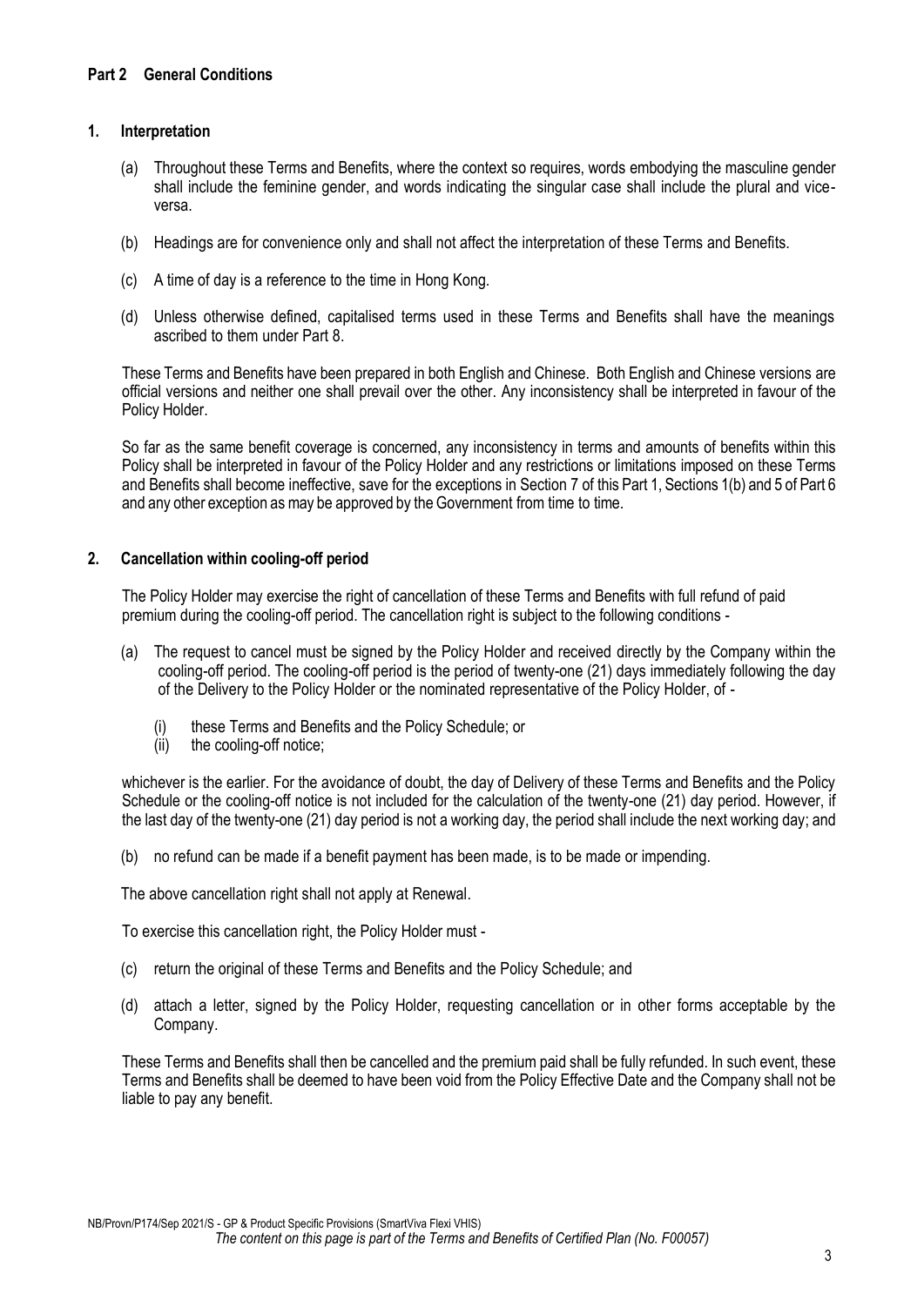## Part 2 General Conditions

### 1. Interpretation

(a) Throughout these Terms and Benefits, where the context so requires, words embodying the masculine gender shall include the feminine gender, and words indicating the singular case shall include the plural and vice-versa.

(b) Headings are for convenience only and shall not affect the interpretation of these Terms and Benefits.

(c) A time of day is a reference to the time in Hong Kong.

(d) Unless otherwise defined, capitalised terms used in these Terms and Benefits shall have the meanings ascribed to them under Part 8.

These Terms and Benefits have been prepared in both English and Chinese. Both English and Chinese versions are official versions and neither one shall prevail over the other. Any inconsistency shall be interpreted in favour of the Policy Holder.

So far as the same benefit coverage is concerned, any inconsistency in terms and amounts of benefits within this Policy shall be interpreted in favour of the Policy Holder and any restrictions or limitations imposed on these Terms and Benefits shall become ineffective, save for the exceptions in Section 7 of this Part 1, Sections 1(b) and 5 of Part 6 and any other exception as may be approved by the Government from time to time.

### 2. Cancellation within cooling-off period

The Policy Holder may exercise the right of cancellation of these Terms and Benefits with full refund of paid premium during the cooling-off period. The cancellation right is subject to the following conditions -

(a) The request to cancel must be signed by the Policy Holder and received directly by the Company within the cooling-off period. The cooling-off period is the period of twenty-one (21) days immediately following the day of the Delivery to the Policy Holder or the nominated representative of the Policy Holder, of -

   (i) these Terms and Benefits and the Policy Schedule; or
   (ii) the cooling-off notice;

whichever is the earlier. For the avoidance of doubt, the day of Delivery of these Terms and Benefits and the Policy Schedule or the cooling-off notice is not included for the calculation of the twenty-one (21) day period. However, if the last day of the twenty-one (21) day period is not a working day, the period shall include the next working day; and

(b) no refund can be made if a benefit payment has been made, is to be made or impending.

The above cancellation right shall not apply at Renewal.

To exercise this cancellation right, the Policy Holder must -

(c) return the original of these Terms and Benefits and the Policy Schedule; and

(d) attach a letter, signed by the Policy Holder, requesting cancellation or in other forms acceptable by the Company.

These Terms and Benefits shall then be cancelled and the premium paid shall be fully refunded. In such event, these Terms and Benefits shall be deemed to have been void from the Policy Effective Date and the Company shall not be liable to pay any benefit.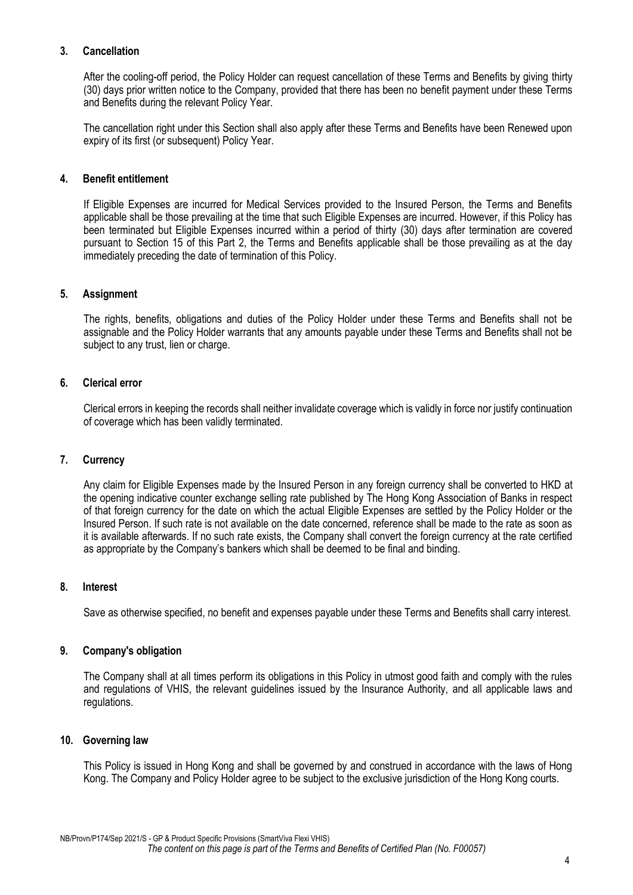### 3. Cancellation

After the cooling-off period, the Policy Holder can request cancellation of these Terms and Benefits by giving thirty (30) days prior written notice to the Company, provided that there has been no benefit payment under these Terms and Benefits during the relevant Policy Year.

The cancellation right under this Section shall also apply after these Terms and Benefits have been Renewed upon expiry of its first (or subsequent) Policy Year.

### 4. Benefit entitlement

If Eligible Expenses are incurred for Medical Services provided to the Insured Person, the Terms and Benefits applicable shall be those prevailing at the time that such Eligible Expenses are incurred. However, if this Policy has been terminated but Eligible Expenses incurred within a period of thirty (30) days after termination are covered pursuant to Section 15 of this Part 2, the Terms and Benefits applicable shall be those prevailing as at the day immediately preceding the date of termination of this Policy.

### 5. Assignment

The rights, benefits, obligations and duties of the Policy Holder under these Terms and Benefits shall not be assignable and the Policy Holder warrants that any amounts payable under these Terms and Benefits shall not be subject to any trust, lien or charge.

### 6. Clerical error

Clerical errors in keeping the records shall neither invalidate coverage which is validly in force nor justify continuation of coverage which has been validly terminated.

### 7. Currency

Any claim for Eligible Expenses made by the Insured Person in any foreign currency shall be converted to HKD at the opening indicative counter exchange selling rate published by The Hong Kong Association of Banks in respect of that foreign currency for the date on which the actual Eligible Expenses are settled by the Policy Holder or the Insured Person. If such rate is not available on the date concerned, reference shall be made to the rate as soon as it is available afterwards. If no such rate exists, the Company shall convert the foreign currency at the rate certified as appropriate by the Company's bankers which shall be deemed to be final and binding.

### 8. Interest

Save as otherwise specified, no benefit and expenses payable under these Terms and Benefits shall carry interest.

### 9. Company's obligation

The Company shall at all times perform its obligations in this Policy in utmost good faith and comply with the rules and regulations of VHIS, the relevant guidelines issued by the Insurance Authority, and all applicable laws and regulations.

### 10. Governing law

This Policy is issued in Hong Kong and shall be governed by and construed in accordance with the laws of Hong Kong. The Company and Policy Holder agree to be subject to the exclusive jurisdiction of the Hong Kong courts.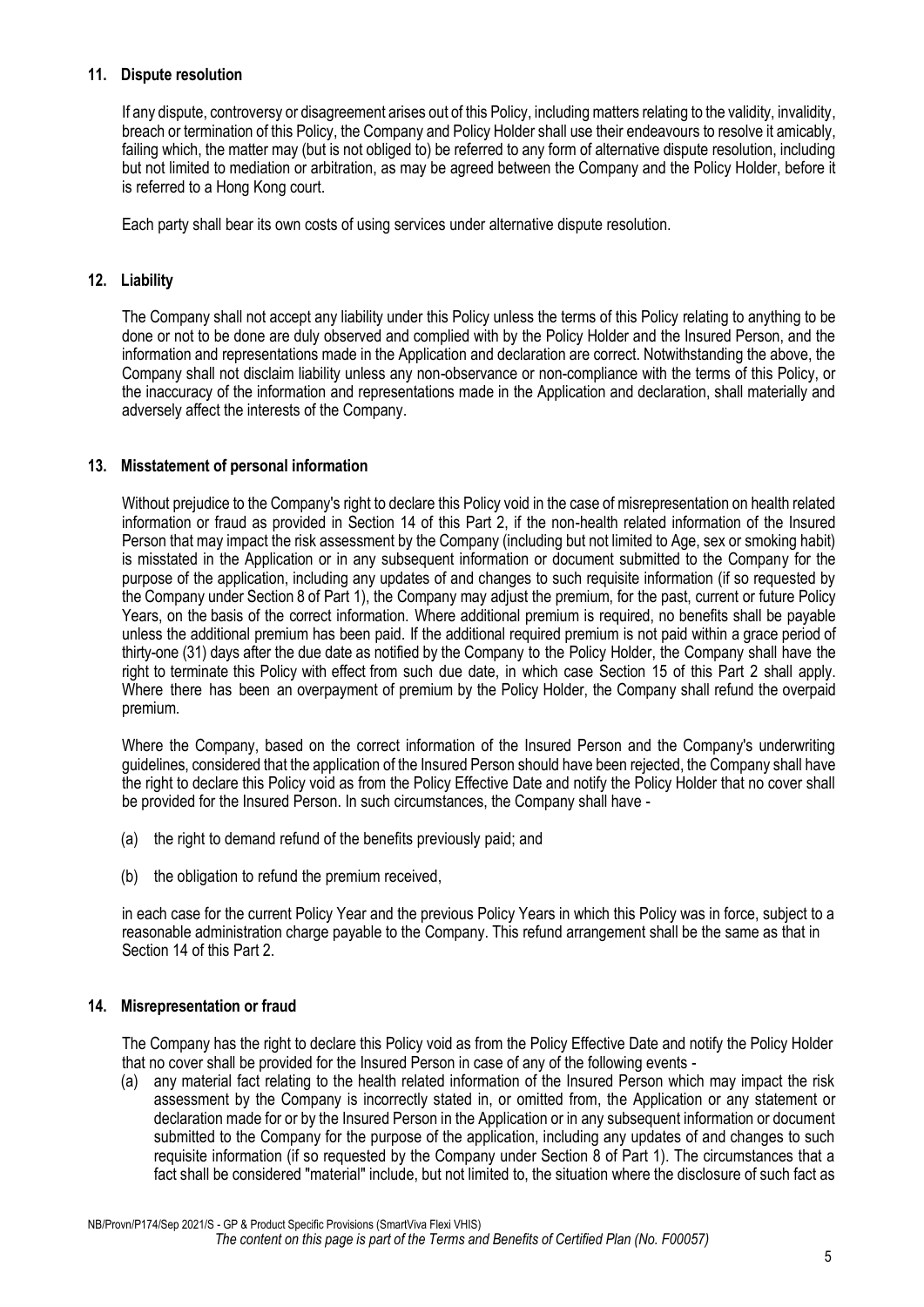## 11. Dispute resolution

If any dispute, controversy or disagreement arises out of this Policy, including matters relating to the validity, invalidity, breach or termination of this Policy, the Company and Policy Holder shall use their endeavours to resolve it amicably, failing which, the matter may (but is not obliged to) be referred to any form of alternative dispute resolution, including but not limited to mediation or arbitration, as may be agreed between the Company and the Policy Holder, before it is referred to a Hong Kong court.

Each party shall bear its own costs of using services under alternative dispute resolution.

## 12. Liability

The Company shall not accept any liability under this Policy unless the terms of this Policy relating to anything to be done or not to be done are duly observed and complied with by the Policy Holder and the Insured Person, and the information and representations made in the Application and declaration are correct. Notwithstanding the above, the Company shall not disclaim liability unless any non-observance or non-compliance with the terms of this Policy, or the inaccuracy of the information and representations made in the Application and declaration, shall materially and adversely affect the interests of the Company.

## 13. Misstatement of personal information

Without prejudice to the Company's right to declare this Policy void in the case of misrepresentation on health related information or fraud as provided in Section 14 of this Part 2, if the non-health related information of the Insured Person that may impact the risk assessment by the Company (including but not limited to Age, sex or smoking habit) is misstated in the Application or in any subsequent information or document submitted to the Company for the purpose of the application, including any updates of and changes to such requisite information (if so requested by the Company under Section 8 of Part 1), the Company may adjust the premium, for the past, current or future Policy Years, on the basis of the correct information. Where additional premium is required, no benefits shall be payable unless the additional premium has been paid. If the additional required premium is not paid within a grace period of thirty-one (31) days after the due date as notified by the Company to the Policy Holder, the Company shall have the right to terminate this Policy with effect from such due date, in which case Section 15 of this Part 2 shall apply. Where there has been an overpayment of premium by the Policy Holder, the Company shall refund the overpaid premium.

Where the Company, based on the correct information of the Insured Person and the Company's underwriting guidelines, considered that the application of the Insured Person should have been rejected, the Company shall have the right to declare this Policy void as from the Policy Effective Date and notify the Policy Holder that no cover shall be provided for the Insured Person. In such circumstances, the Company shall have -

(a) the right to demand refund of the benefits previously paid; and

(b) the obligation to refund the premium received,

in each case for the current Policy Year and the previous Policy Years in which this Policy was in force, subject to a reasonable administration charge payable to the Company. This refund arrangement shall be the same as that in Section 14 of this Part 2.

## 14. Misrepresentation or fraud

The Company has the right to declare this Policy void as from the Policy Effective Date and notify the Policy Holder that no cover shall be provided for the Insured Person in case of any of the following events -

(a) any material fact relating to the health related information of the Insured Person which may impact the risk assessment by the Company is incorrectly stated in, or omitted from, the Application or any statement or declaration made for or by the Insured Person in the Application or in any subsequent information or document submitted to the Company for the purpose of the application, including any updates of and changes to such requisite information (if so requested by the Company under Section 8 of Part 1). The circumstances that a fact shall be considered "material" include, but not limited to, the situation where the disclosure of such fact as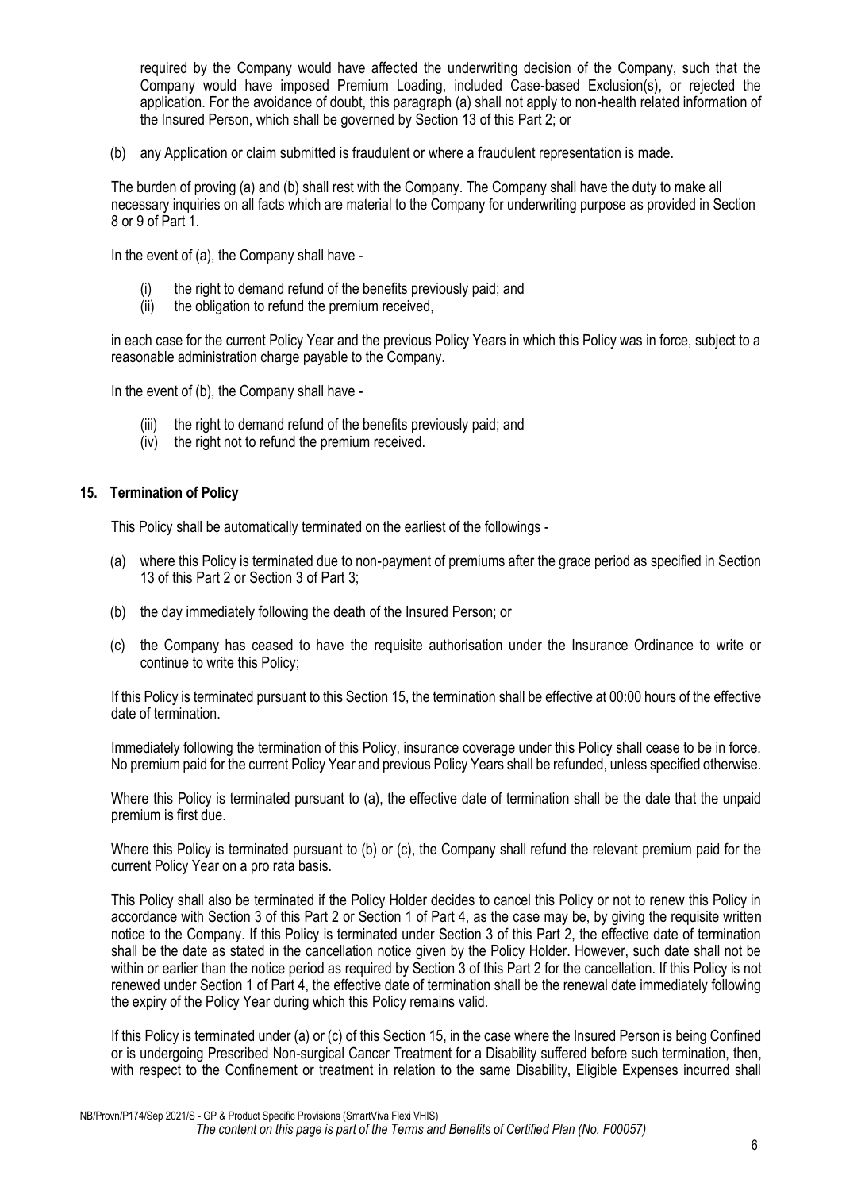required by the Company would have affected the underwriting decision of the Company, such that the Company would have imposed Premium Loading, included Case-based Exclusion(s), or rejected the application. For the avoidance of doubt, this paragraph (a) shall not apply to non-health related information of the Insured Person, which shall be governed by Section 13 of this Part 2; or

(b) any Application or claim submitted is fraudulent or where a fraudulent representation is made.

The burden of proving (a) and (b) shall rest with the Company. The Company shall have the duty to make all necessary inquiries on all facts which are material to the Company for underwriting purpose as provided in Section 8 or 9 of Part 1.

In the event of (a), the Company shall have -

(i) the right to demand refund of the benefits previously paid; and
(ii) the obligation to refund the premium received,

in each case for the current Policy Year and the previous Policy Years in which this Policy was in force, subject to a reasonable administration charge payable to the Company.

In the event of (b), the Company shall have -

(iii) the right to demand refund of the benefits previously paid; and
(iv) the right not to refund the premium received.

## 15. Termination of Policy

This Policy shall be automatically terminated on the earliest of the followings -

(a) where this Policy is terminated due to non-payment of premiums after the grace period as specified in Section 13 of this Part 2 or Section 3 of Part 3;

(b) the day immediately following the death of the Insured Person; or

(c) the Company has ceased to have the requisite authorisation under the Insurance Ordinance to write or continue to write this Policy;

If this Policy is terminated pursuant to this Section 15, the termination shall be effective at 00:00 hours of the effective date of termination.

Immediately following the termination of this Policy, insurance coverage under this Policy shall cease to be in force. No premium paid for the current Policy Year and previous Policy Years shall be refunded, unless specified otherwise.

Where this Policy is terminated pursuant to (a), the effective date of termination shall be the date that the unpaid premium is first due.

Where this Policy is terminated pursuant to (b) or (c), the Company shall refund the relevant premium paid for the current Policy Year on a pro rata basis.

This Policy shall also be terminated if the Policy Holder decides to cancel this Policy or not to renew this Policy in accordance with Section 3 of this Part 2 or Section 1 of Part 4, as the case may be, by giving the requisite written notice to the Company. If this Policy is terminated under Section 3 of this Part 2, the effective date of termination shall be the date as stated in the cancellation notice given by the Policy Holder. However, such date shall not be within or earlier than the notice period as required by Section 3 of this Part 2 for the cancellation. If this Policy is not renewed under Section 1 of Part 4, the effective date of termination shall be the renewal date immediately following the expiry of the Policy Year during which this Policy remains valid.

If this Policy is terminated under (a) or (c) of this Section 15, in the case where the Insured Person is being Confined or is undergoing Prescribed Non-surgical Cancer Treatment for a Disability suffered before such termination, then, with respect to the Confinement or treatment in relation to the same Disability, Eligible Expenses incurred shall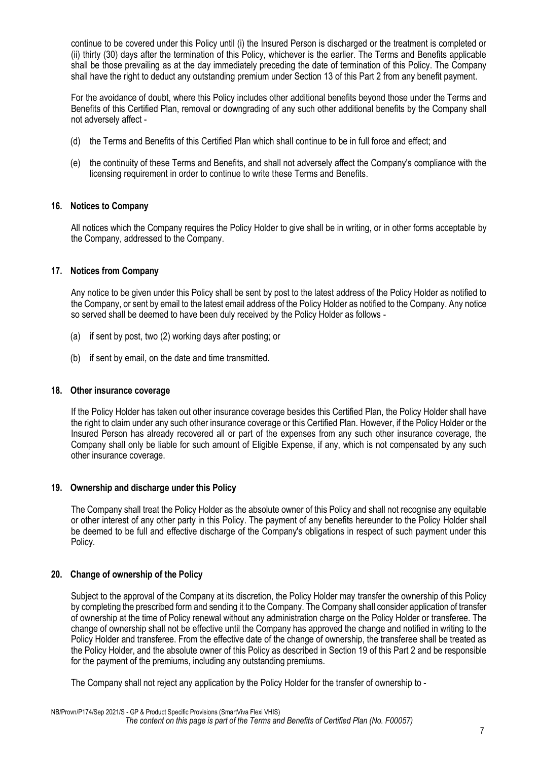continue to be covered under this Policy until (i) the Insured Person is discharged or the treatment is completed or (ii) thirty (30) days after the termination of this Policy, whichever is the earlier. The Terms and Benefits applicable shall be those prevailing as at the day immediately preceding the date of termination of this Policy. The Company shall have the right to deduct any outstanding premium under Section 13 of this Part 2 from any benefit payment.

For the avoidance of doubt, where this Policy includes other additional benefits beyond those under the Terms and Benefits of this Certified Plan, removal or downgrading of any such other additional benefits by the Company shall not adversely affect -

(d) the Terms and Benefits of this Certified Plan which shall continue to be in full force and effect; and

(e) the continuity of these Terms and Benefits, and shall not adversely affect the Company's compliance with the licensing requirement in order to continue to write these Terms and Benefits.

### 16. Notices to Company

All notices which the Company requires the Policy Holder to give shall be in writing, or in other forms acceptable by the Company, addressed to the Company.

### 17. Notices from Company

Any notice to be given under this Policy shall be sent by post to the latest address of the Policy Holder as notified to the Company, or sent by email to the latest email address of the Policy Holder as notified to the Company. Any notice so served shall be deemed to have been duly received by the Policy Holder as follows -

(a) if sent by post, two (2) working days after posting; or

(b) if sent by email, on the date and time transmitted.

### 18. Other insurance coverage

If the Policy Holder has taken out other insurance coverage besides this Certified Plan, the Policy Holder shall have the right to claim under any such other insurance coverage or this Certified Plan. However, if the Policy Holder or the Insured Person has already recovered all or part of the expenses from any such other insurance coverage, the Company shall only be liable for such amount of Eligible Expense, if any, which is not compensated by any such other insurance coverage.

### 19. Ownership and discharge under this Policy

The Company shall treat the Policy Holder as the absolute owner of this Policy and shall not recognise any equitable or other interest of any other party in this Policy. The payment of any benefits hereunder to the Policy Holder shall be deemed to be full and effective discharge of the Company's obligations in respect of such payment under this Policy.

### 20. Change of ownership of the Policy

Subject to the approval of the Company at its discretion, the Policy Holder may transfer the ownership of this Policy by completing the prescribed form and sending it to the Company. The Company shall consider application of transfer of ownership at the time of Policy renewal without any administration charge on the Policy Holder or transferee. The change of ownership shall not be effective until the Company has approved the change and notified in writing to the Policy Holder and transferee. From the effective date of the change of ownership, the transferee shall be treated as the Policy Holder, and the absolute owner of this Policy as described in Section 19 of this Part 2 and be responsible for the payment of the premiums, including any outstanding premiums.

The Company shall not reject any application by the Policy Holder for the transfer of ownership to -

NB/Provn/P174/Sep 2021/S - GP & Product Specific Provisions (SmartViva Flexi VHIS)

*The content on this page is part of the Terms and Benefits of Certified Plan (No. F00057)*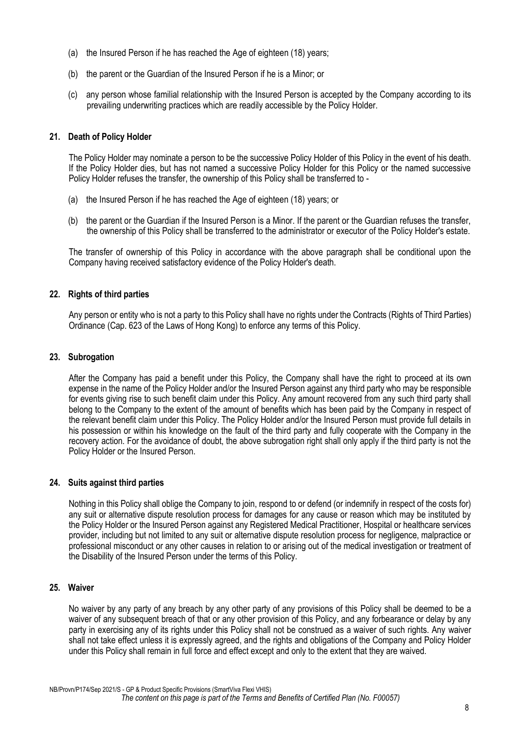(a) the Insured Person if he has reached the Age of eighteen (18) years;

(b) the parent or the Guardian of the Insured Person if he is a Minor; or

(c) any person whose familial relationship with the Insured Person is accepted by the Company according to its prevailing underwriting practices which are readily accessible by the Policy Holder.

## 21. Death of Policy Holder

The Policy Holder may nominate a person to be the successive Policy Holder of this Policy in the event of his death. If the Policy Holder dies, but has not named a successive Policy Holder for this Policy or the named successive Policy Holder refuses the transfer, the ownership of this Policy shall be transferred to -

(a) the Insured Person if he has reached the Age of eighteen (18) years; or

(b) the parent or the Guardian if the Insured Person is a Minor. If the parent or the Guardian refuses the transfer, the ownership of this Policy shall be transferred to the administrator or executor of the Policy Holder's estate.

The transfer of ownership of this Policy in accordance with the above paragraph shall be conditional upon the Company having received satisfactory evidence of the Policy Holder's death.

## 22. Rights of third parties

Any person or entity who is not a party to this Policy shall have no rights under the Contracts (Rights of Third Parties) Ordinance (Cap. 623 of the Laws of Hong Kong) to enforce any terms of this Policy.

## 23. Subrogation

After the Company has paid a benefit under this Policy, the Company shall have the right to proceed at its own expense in the name of the Policy Holder and/or the Insured Person against any third party who may be responsible for events giving rise to such benefit claim under this Policy. Any amount recovered from any such third party shall belong to the Company to the extent of the amount of benefits which has been paid by the Company in respect of the relevant benefit claim under this Policy. The Policy Holder and/or the Insured Person must provide full details in his possession or within his knowledge on the fault of the third party and fully cooperate with the Company in the recovery action. For the avoidance of doubt, the above subrogation right shall only apply if the third party is not the Policy Holder or the Insured Person.

## 24. Suits against third parties

Nothing in this Policy shall oblige the Company to join, respond to or defend (or indemnify in respect of the costs for) any suit or alternative dispute resolution process for damages for any cause or reason which may be instituted by the Policy Holder or the Insured Person against any Registered Medical Practitioner, Hospital or healthcare services provider, including but not limited to any suit or alternative dispute resolution process for negligence, malpractice or professional misconduct or any other causes in relation to or arising out of the medical investigation or treatment of the Disability of the Insured Person under the terms of this Policy.

## 25. Waiver

No waiver by any party of any breach by any other party of any provisions of this Policy shall be deemed to be a waiver of any subsequent breach of that or any other provision of this Policy, and any forbearance or delay by any party in exercising any of its rights under this Policy shall not be construed as a waiver of such rights. Any waiver shall not take effect unless it is expressly agreed, and the rights and obligations of the Company and Policy Holder under this Policy shall remain in full force and effect except and only to the extent that they are waived.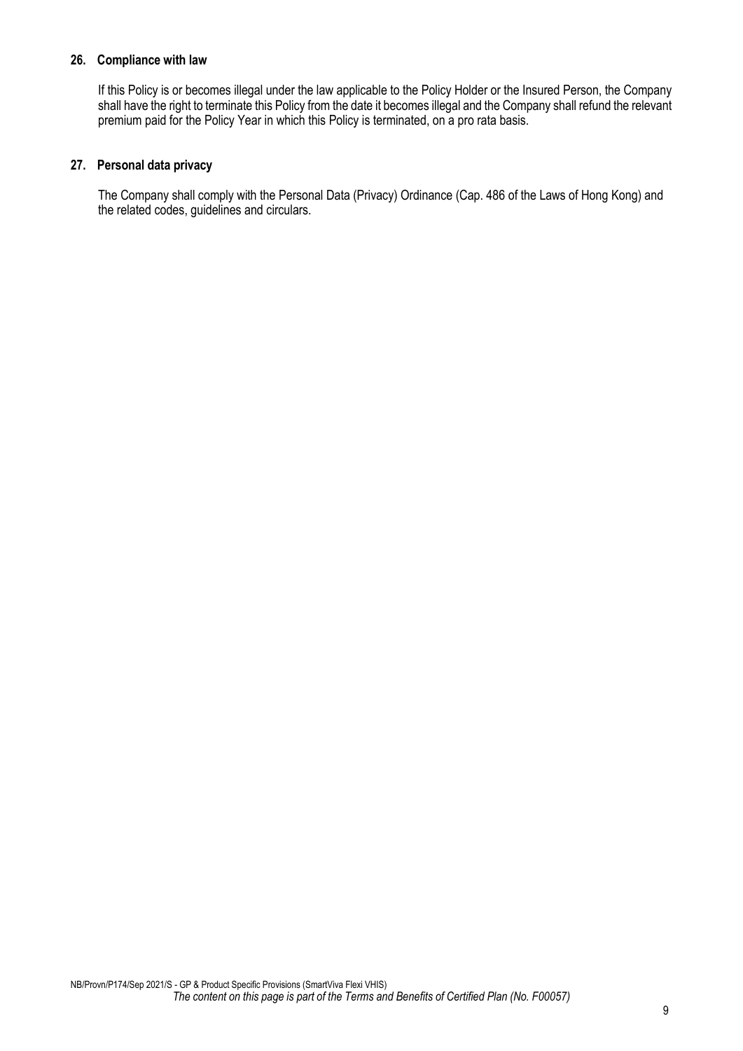**26. Compliance with law**

If this Policy is or becomes illegal under the law applicable to the Policy Holder or the Insured Person, the Company shall have the right to terminate this Policy from the date it becomes illegal and the Company shall refund the relevant premium paid for the Policy Year in which this Policy is terminated, on a pro rata basis.

**27. Personal data privacy**

The Company shall comply with the Personal Data (Privacy) Ordinance (Cap. 486 of the Laws of Hong Kong) and the related codes, guidelines and circulars.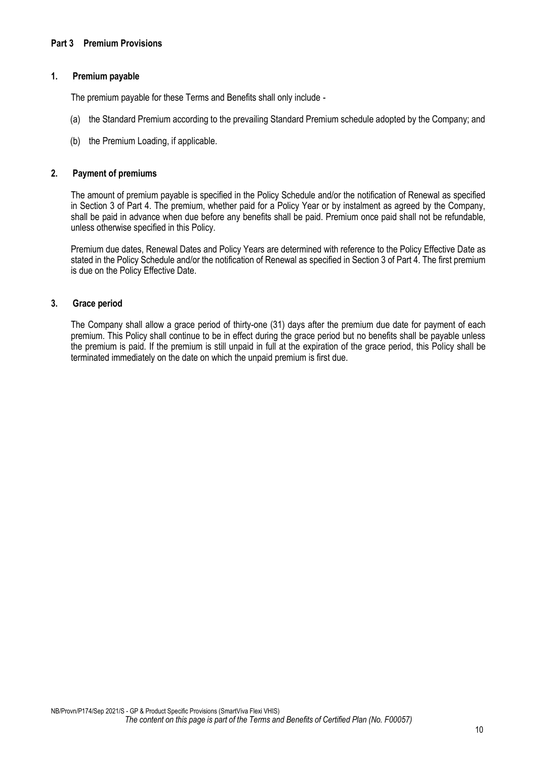## Part 3 Premium Provisions

### 1. Premium payable

The premium payable for these Terms and Benefits shall only include -

(a) the Standard Premium according to the prevailing Standard Premium schedule adopted by the Company; and

(b) the Premium Loading, if applicable.

### 2. Payment of premiums

The amount of premium payable is specified in the Policy Schedule and/or the notification of Renewal as specified in Section 3 of Part 4. The premium, whether paid for a Policy Year or by instalment as agreed by the Company, shall be paid in advance when due before any benefits shall be paid. Premium once paid shall not be refundable, unless otherwise specified in this Policy.

Premium due dates, Renewal Dates and Policy Years are determined with reference to the Policy Effective Date as stated in the Policy Schedule and/or the notification of Renewal as specified in Section 3 of Part 4. The first premium is due on the Policy Effective Date.

### 3. Grace period

The Company shall allow a grace period of thirty-one (31) days after the premium due date for payment of each premium. This Policy shall continue to be in effect during the grace period but no benefits shall be payable unless the premium is paid. If the premium is still unpaid in full at the expiration of the grace period, this Policy shall be terminated immediately on the date on which the unpaid premium is first due.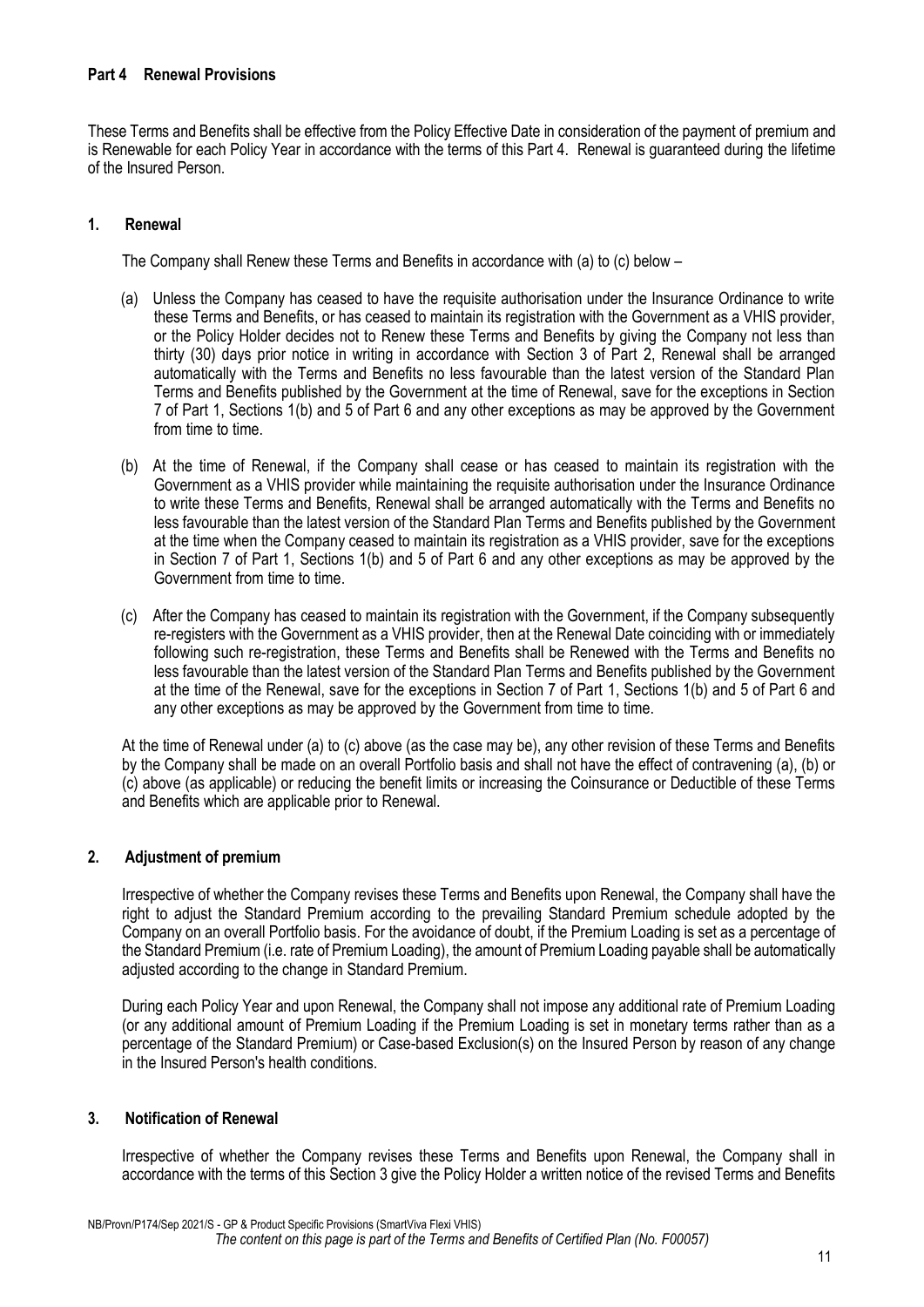## Part 4 Renewal Provisions

These Terms and Benefits shall be effective from the Policy Effective Date in consideration of the payment of premium and is Renewable for each Policy Year in accordance with the terms of this Part 4. Renewal is guaranteed during the lifetime of the Insured Person.

### 1. Renewal

The Company shall Renew these Terms and Benefits in accordance with (a) to (c) below –

(a) Unless the Company has ceased to have the requisite authorisation under the Insurance Ordinance to write these Terms and Benefits, or has ceased to maintain its registration with the Government as a VHIS provider, or the Policy Holder decides not to Renew these Terms and Benefits by giving the Company not less than thirty (30) days prior notice in writing in accordance with Section 3 of Part 2, Renewal shall be arranged automatically with the Terms and Benefits no less favourable than the latest version of the Standard Plan Terms and Benefits published by the Government at the time of Renewal, save for the exceptions in Section 7 of Part 1, Sections 1(b) and 5 of Part 6 and any other exceptions as may be approved by the Government from time to time.

(b) At the time of Renewal, if the Company shall cease or has ceased to maintain its registration with the Government as a VHIS provider while maintaining the requisite authorisation under the Insurance Ordinance to write these Terms and Benefits, Renewal shall be arranged automatically with the Terms and Benefits no less favourable than the latest version of the Standard Plan Terms and Benefits published by the Government at the time when the Company ceased to maintain its registration as a VHIS provider, save for the exceptions in Section 7 of Part 1, Sections 1(b) and 5 of Part 6 and any other exceptions as may be approved by the Government from time to time.

(c) After the Company has ceased to maintain its registration with the Government, if the Company subsequently re-registers with the Government as a VHIS provider, then at the Renewal Date coinciding with or immediately following such re-registration, these Terms and Benefits shall be Renewed with the Terms and Benefits no less favourable than the latest version of the Standard Plan Terms and Benefits published by the Government at the time of the Renewal, save for the exceptions in Section 7 of Part 1, Sections 1(b) and 5 of Part 6 and any other exceptions as may be approved by the Government from time to time.

At the time of Renewal under (a) to (c) above (as the case may be), any other revision of these Terms and Benefits by the Company shall be made on an overall Portfolio basis and shall not have the effect of contravening (a), (b) or (c) above (as applicable) or reducing the benefit limits or increasing the Coinsurance or Deductible of these Terms and Benefits which are applicable prior to Renewal.

### 2. Adjustment of premium

Irrespective of whether the Company revises these Terms and Benefits upon Renewal, the Company shall have the right to adjust the Standard Premium according to the prevailing Standard Premium schedule adopted by the Company on an overall Portfolio basis. For the avoidance of doubt, if the Premium Loading is set as a percentage of the Standard Premium (i.e. rate of Premium Loading), the amount of Premium Loading payable shall be automatically adjusted according to the change in Standard Premium.

During each Policy Year and upon Renewal, the Company shall not impose any additional rate of Premium Loading (or any additional amount of Premium Loading if the Premium Loading is set in monetary terms rather than as a percentage of the Standard Premium) or Case-based Exclusion(s) on the Insured Person by reason of any change in the Insured Person's health conditions.

### 3. Notification of Renewal

Irrespective of whether the Company revises these Terms and Benefits upon Renewal, the Company shall in accordance with the terms of this Section 3 give the Policy Holder a written notice of the revised Terms and Benefits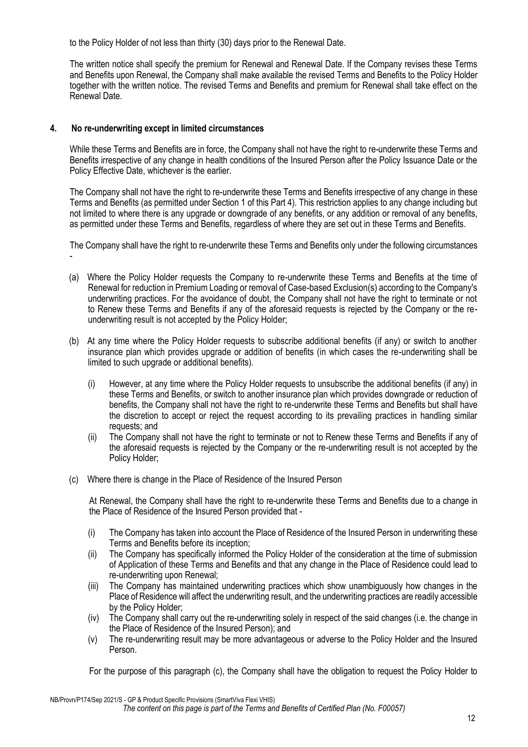to the Policy Holder of not less than thirty (30) days prior to the Renewal Date.

The written notice shall specify the premium for Renewal and Renewal Date. If the Company revises these Terms and Benefits upon Renewal, the Company shall make available the revised Terms and Benefits to the Policy Holder together with the written notice. The revised Terms and Benefits and premium for Renewal shall take effect on the Renewal Date.

## 4. No re-underwriting except in limited circumstances

While these Terms and Benefits are in force, the Company shall not have the right to re-underwrite these Terms and Benefits irrespective of any change in health conditions of the Insured Person after the Policy Issuance Date or the Policy Effective Date, whichever is the earlier.

The Company shall not have the right to re-underwrite these Terms and Benefits irrespective of any change in these Terms and Benefits (as permitted under Section 1 of this Part 4). This restriction applies to any change including but not limited to where there is any upgrade or downgrade of any benefits, or any addition or removal of any benefits, as permitted under these Terms and Benefits, regardless of where they are set out in these Terms and Benefits.

The Company shall have the right to re-underwrite these Terms and Benefits only under the following circumstances -

(a) Where the Policy Holder requests the Company to re-underwrite these Terms and Benefits at the time of Renewal for reduction in Premium Loading or removal of Case-based Exclusion(s) according to the Company's underwriting practices. For the avoidance of doubt, the Company shall not have the right to terminate or not to Renew these Terms and Benefits if any of the aforesaid requests is rejected by the Company or the re-underwriting result is not accepted by the Policy Holder;

(b) At any time where the Policy Holder requests to subscribe additional benefits (if any) or switch to another insurance plan which provides upgrade or addition of benefits (in which cases the re-underwriting shall be limited to such upgrade or additional benefits).

   (i) However, at any time where the Policy Holder requests to unsubscribe the additional benefits (if any) in these Terms and Benefits, or switch to another insurance plan which provides downgrade or reduction of benefits, the Company shall not have the right to re-underwrite these Terms and Benefits but shall have the discretion to accept or reject the request according to its prevailing practices in handling similar requests; and

   (ii) The Company shall not have the right to terminate or not to Renew these Terms and Benefits if any of the aforesaid requests is rejected by the Company or the re-underwriting result is not accepted by the Policy Holder;

(c) Where there is change in the Place of Residence of the Insured Person

   At Renewal, the Company shall have the right to re-underwrite these Terms and Benefits due to a change in the Place of Residence of the Insured Person provided that -

   (i) The Company has taken into account the Place of Residence of the Insured Person in underwriting these Terms and Benefits before its inception;

   (ii) The Company has specifically informed the Policy Holder of the consideration at the time of submission of Application of these Terms and Benefits and that any change in the Place of Residence could lead to re-underwriting upon Renewal;

   (iii) The Company has maintained underwriting practices which show unambiguously how changes in the Place of Residence will affect the underwriting result, and the underwriting practices are readily accessible by the Policy Holder;

   (iv) The Company shall carry out the re-underwriting solely in respect of the said changes (i.e. the change in the Place of Residence of the Insured Person); and

   (v) The re-underwriting result may be more advantageous or adverse to the Policy Holder and the Insured Person.

   For the purpose of this paragraph (c), the Company shall have the obligation to request the Policy Holder to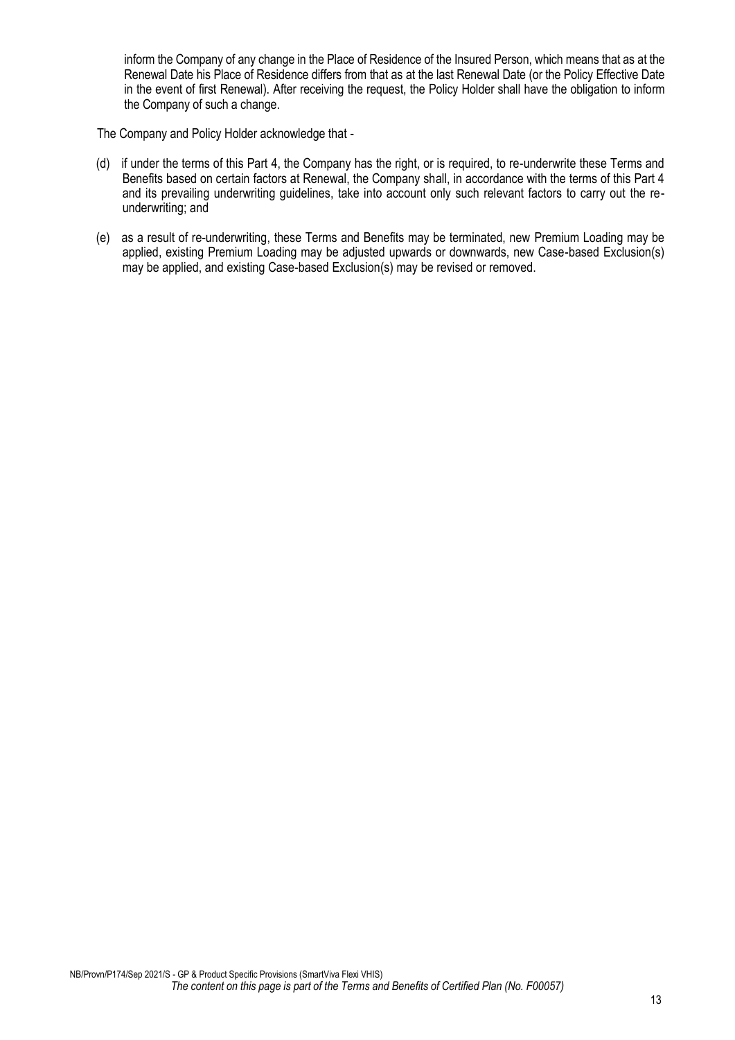inform the Company of any change in the Place of Residence of the Insured Person, which means that as at the Renewal Date his Place of Residence differs from that as at the last Renewal Date (or the Policy Effective Date in the event of first Renewal). After receiving the request, the Policy Holder shall have the obligation to inform the Company of such a change.

The Company and Policy Holder acknowledge that -

(d) if under the terms of this Part 4, the Company has the right, or is required, to re-underwrite these Terms and Benefits based on certain factors at Renewal, the Company shall, in accordance with the terms of this Part 4 and its prevailing underwriting guidelines, take into account only such relevant factors to carry out the re-underwriting; and

(e) as a result of re-underwriting, these Terms and Benefits may be terminated, new Premium Loading may be applied, existing Premium Loading may be adjusted upwards or downwards, new Case-based Exclusion(s) may be applied, and existing Case-based Exclusion(s) may be revised or removed.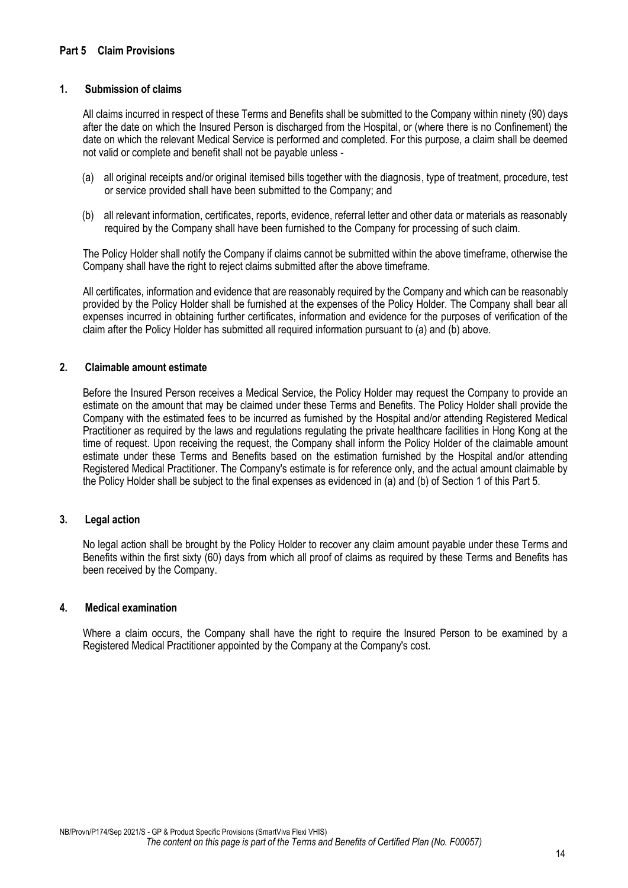## Part 5 Claim Provisions

### 1. Submission of claims

All claims incurred in respect of these Terms and Benefits shall be submitted to the Company within ninety (90) days after the date on which the Insured Person is discharged from the Hospital, or (where there is no Confinement) the date on which the relevant Medical Service is performed and completed. For this purpose, a claim shall be deemed not valid or complete and benefit shall not be payable unless -

(a) all original receipts and/or original itemised bills together with the diagnosis, type of treatment, procedure, test or service provided shall have been submitted to the Company; and

(b) all relevant information, certificates, reports, evidence, referral letter and other data or materials as reasonably required by the Company shall have been furnished to the Company for processing of such claim.

The Policy Holder shall notify the Company if claims cannot be submitted within the above timeframe, otherwise the Company shall have the right to reject claims submitted after the above timeframe.

All certificates, information and evidence that are reasonably required by the Company and which can be reasonably provided by the Policy Holder shall be furnished at the expenses of the Policy Holder. The Company shall bear all expenses incurred in obtaining further certificates, information and evidence for the purposes of verification of the claim after the Policy Holder has submitted all required information pursuant to (a) and (b) above.

### 2. Claimable amount estimate

Before the Insured Person receives a Medical Service, the Policy Holder may request the Company to provide an estimate on the amount that may be claimed under these Terms and Benefits. The Policy Holder shall provide the Company with the estimated fees to be incurred as furnished by the Hospital and/or attending Registered Medical Practitioner as required by the laws and regulations regulating the private healthcare facilities in Hong Kong at the time of request. Upon receiving the request, the Company shall inform the Policy Holder of the claimable amount estimate under these Terms and Benefits based on the estimation furnished by the Hospital and/or attending Registered Medical Practitioner. The Company's estimate is for reference only, and the actual amount claimable by the Policy Holder shall be subject to the final expenses as evidenced in (a) and (b) of Section 1 of this Part 5.

### 3. Legal action

No legal action shall be brought by the Policy Holder to recover any claim amount payable under these Terms and Benefits within the first sixty (60) days from which all proof of claims as required by these Terms and Benefits has been received by the Company.

### 4. Medical examination

Where a claim occurs, the Company shall have the right to require the Insured Person to be examined by a Registered Medical Practitioner appointed by the Company at the Company's cost.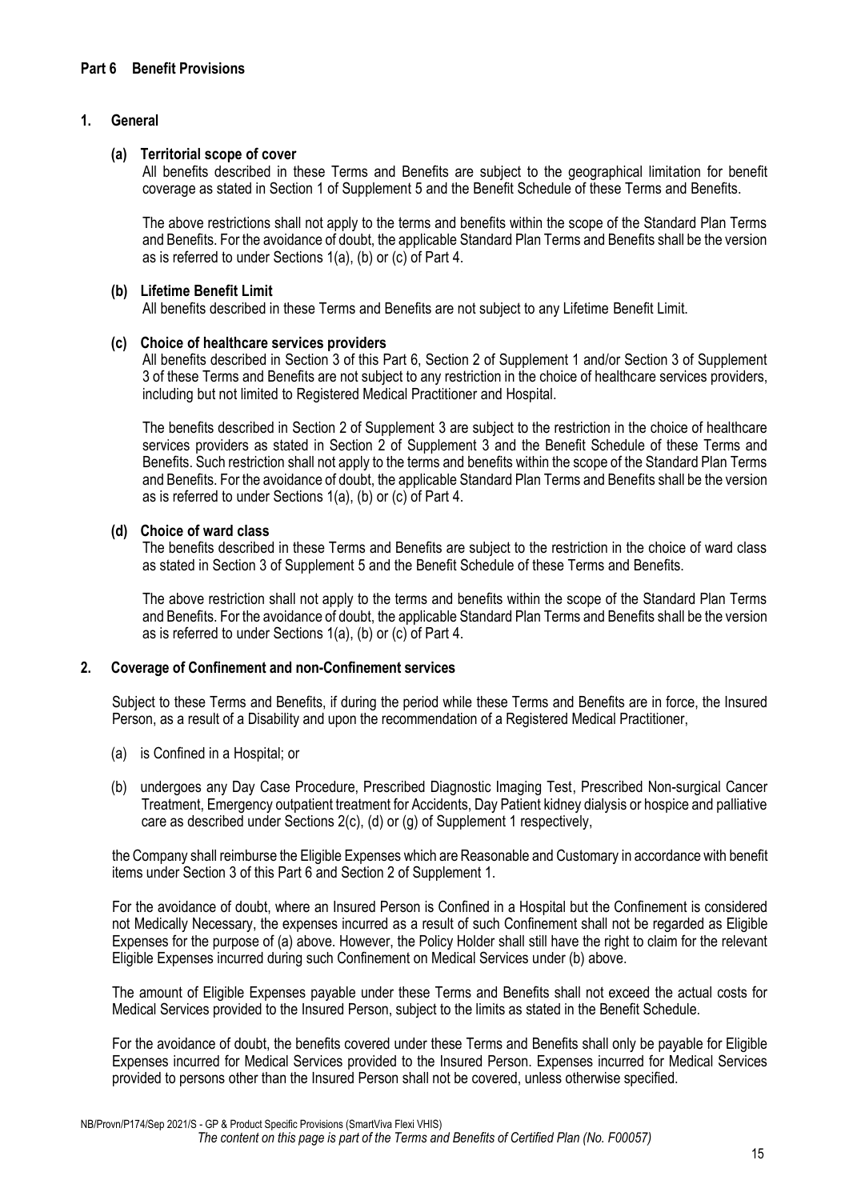## Part 6 Benefit Provisions

### 1. General

#### (a) Territorial scope of cover

All benefits described in these Terms and Benefits are subject to the geographical limitation for benefit coverage as stated in Section 1 of Supplement 5 and the Benefit Schedule of these Terms and Benefits.

The above restrictions shall not apply to the terms and benefits within the scope of the Standard Plan Terms and Benefits. For the avoidance of doubt, the applicable Standard Plan Terms and Benefits shall be the version as is referred to under Sections 1(a), (b) or (c) of Part 4.

#### (b) Lifetime Benefit Limit

All benefits described in these Terms and Benefits are not subject to any Lifetime Benefit Limit.

#### (c) Choice of healthcare services providers

All benefits described in Section 3 of this Part 6, Section 2 of Supplement 1 and/or Section 3 of Supplement 3 of these Terms and Benefits are not subject to any restriction in the choice of healthcare services providers, including but not limited to Registered Medical Practitioner and Hospital.

The benefits described in Section 2 of Supplement 3 are subject to the restriction in the choice of healthcare services providers as stated in Section 2 of Supplement 3 and the Benefit Schedule of these Terms and Benefits. Such restriction shall not apply to the terms and benefits within the scope of the Standard Plan Terms and Benefits. For the avoidance of doubt, the applicable Standard Plan Terms and Benefits shall be the version as is referred to under Sections 1(a), (b) or (c) of Part 4.

#### (d) Choice of ward class

The benefits described in these Terms and Benefits are subject to the restriction in the choice of ward class as stated in Section 3 of Supplement 5 and the Benefit Schedule of these Terms and Benefits.

The above restriction shall not apply to the terms and benefits within the scope of the Standard Plan Terms and Benefits. For the avoidance of doubt, the applicable Standard Plan Terms and Benefits shall be the version as is referred to under Sections 1(a), (b) or (c) of Part 4.

### 2. Coverage of Confinement and non-Confinement services

Subject to these Terms and Benefits, if during the period while these Terms and Benefits are in force, the Insured Person, as a result of a Disability and upon the recommendation of a Registered Medical Practitioner,

(a) is Confined in a Hospital; or

(b) undergoes any Day Case Procedure, Prescribed Diagnostic Imaging Test, Prescribed Non-surgical Cancer Treatment, Emergency outpatient treatment for Accidents, Day Patient kidney dialysis or hospice and palliative care as described under Sections 2(c), (d) or (g) of Supplement 1 respectively,

the Company shall reimburse the Eligible Expenses which are Reasonable and Customary in accordance with benefit items under Section 3 of this Part 6 and Section 2 of Supplement 1.

For the avoidance of doubt, where an Insured Person is Confined in a Hospital but the Confinement is considered not Medically Necessary, the expenses incurred as a result of such Confinement shall not be regarded as Eligible Expenses for the purpose of (a) above. However, the Policy Holder shall still have the right to claim for the relevant Eligible Expenses incurred during such Confinement on Medical Services under (b) above.

The amount of Eligible Expenses payable under these Terms and Benefits shall not exceed the actual costs for Medical Services provided to the Insured Person, subject to the limits as stated in the Benefit Schedule.

For the avoidance of doubt, the benefits covered under these Terms and Benefits shall only be payable for Eligible Expenses incurred for Medical Services provided to the Insured Person. Expenses incurred for Medical Services provided to persons other than the Insured Person shall not be covered, unless otherwise specified.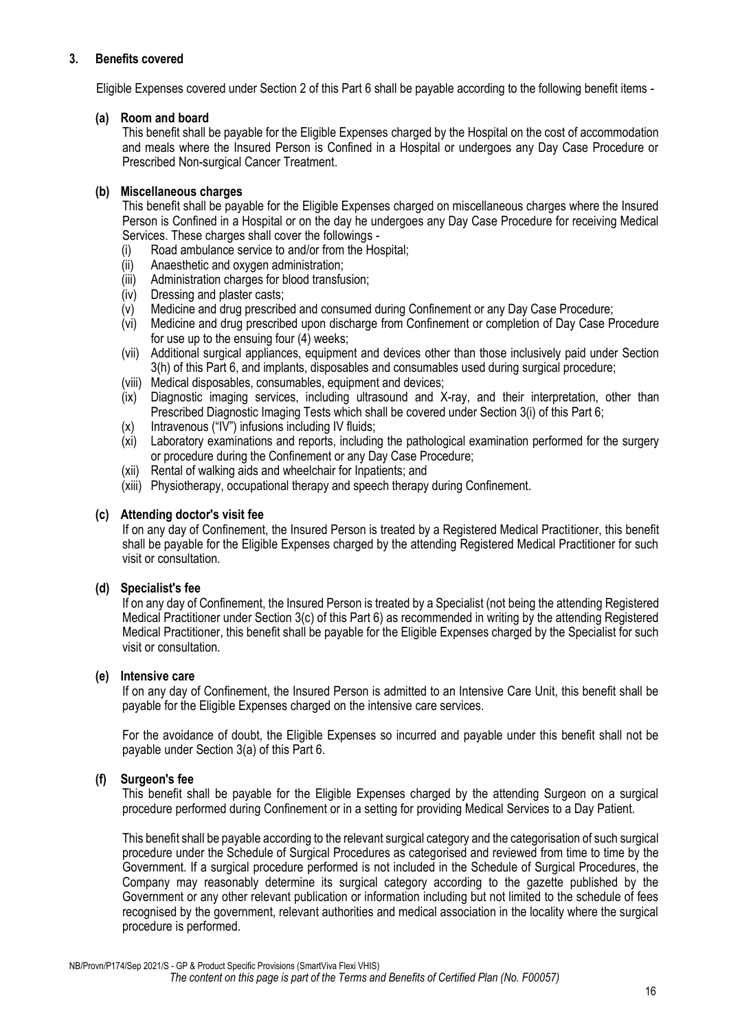### 3. Benefits covered

Eligible Expenses covered under Section 2 of this Part 6 shall be payable according to the following benefit items -

#### (a) Room and board

This benefit shall be payable for the Eligible Expenses charged by the Hospital on the cost of accommodation and meals where the Insured Person is Confined in a Hospital or undergoes any Day Case Procedure or Prescribed Non-surgical Cancer Treatment.

#### (b) Miscellaneous charges

This benefit shall be payable for the Eligible Expenses charged on miscellaneous charges where the Insured Person is Confined in a Hospital or on the day he undergoes any Day Case Procedure for receiving Medical Services. These charges shall cover the followings -

- (i) Road ambulance service to and/or from the Hospital;
- (ii) Anaesthetic and oxygen administration;
- (iii) Administration charges for blood transfusion;
- (iv) Dressing and plaster casts;
- (v) Medicine and drug prescribed and consumed during Confinement or any Day Case Procedure;
- (vi) Medicine and drug prescribed upon discharge from Confinement or completion of Day Case Procedure for use up to the ensuing four (4) weeks;
- (vii) Additional surgical appliances, equipment and devices other than those inclusively paid under Section 3(h) of this Part 6, and implants, disposables and consumables used during surgical procedure;
- (viii) Medical disposables, consumables, equipment and devices;
- (ix) Diagnostic imaging services, including ultrasound and X-ray, and their interpretation, other than Prescribed Diagnostic Imaging Tests which shall be covered under Section 3(i) of this Part 6;
- (x) Intravenous ("IV") infusions including IV fluids;
- (xi) Laboratory examinations and reports, including the pathological examination performed for the surgery or procedure during the Confinement or any Day Case Procedure;
- (xii) Rental of walking aids and wheelchair for Inpatients; and
- (xiii) Physiotherapy, occupational therapy and speech therapy during Confinement.

#### (c) Attending doctor's visit fee

If on any day of Confinement, the Insured Person is treated by a Registered Medical Practitioner, this benefit shall be payable for the Eligible Expenses charged by the attending Registered Medical Practitioner for such visit or consultation.

#### (d) Specialist's fee

If on any day of Confinement, the Insured Person is treated by a Specialist (not being the attending Registered Medical Practitioner under Section 3(c) of this Part 6) as recommended in writing by the attending Registered Medical Practitioner, this benefit shall be payable for the Eligible Expenses charged by the Specialist for such visit or consultation.

#### (e) Intensive care

If on any day of Confinement, the Insured Person is admitted to an Intensive Care Unit, this benefit shall be payable for the Eligible Expenses charged on the intensive care services.

For the avoidance of doubt, the Eligible Expenses so incurred and payable under this benefit shall not be payable under Section 3(a) of this Part 6.

#### (f) Surgeon's fee

This benefit shall be payable for the Eligible Expenses charged by the attending Surgeon on a surgical procedure performed during Confinement or in a setting for providing Medical Services to a Day Patient.

This benefit shall be payable according to the relevant surgical category and the categorisation of such surgical procedure under the Schedule of Surgical Procedures as categorised and reviewed from time to time by the Government. If a surgical procedure performed is not included in the Schedule of Surgical Procedures, the Company may reasonably determine its surgical category according to the gazette published by the Government or any other relevant publication or information including but not limited to the schedule of fees recognised by the government, relevant authorities and medical association in the locality where the surgical procedure is performed.

NB/Provn/P174/Sep 2021/S - GP & Product Specific Provisions (SmartViva Flexi VHIS)

*The content on this page is part of the Terms and Benefits of Certified Plan (No. F00057)*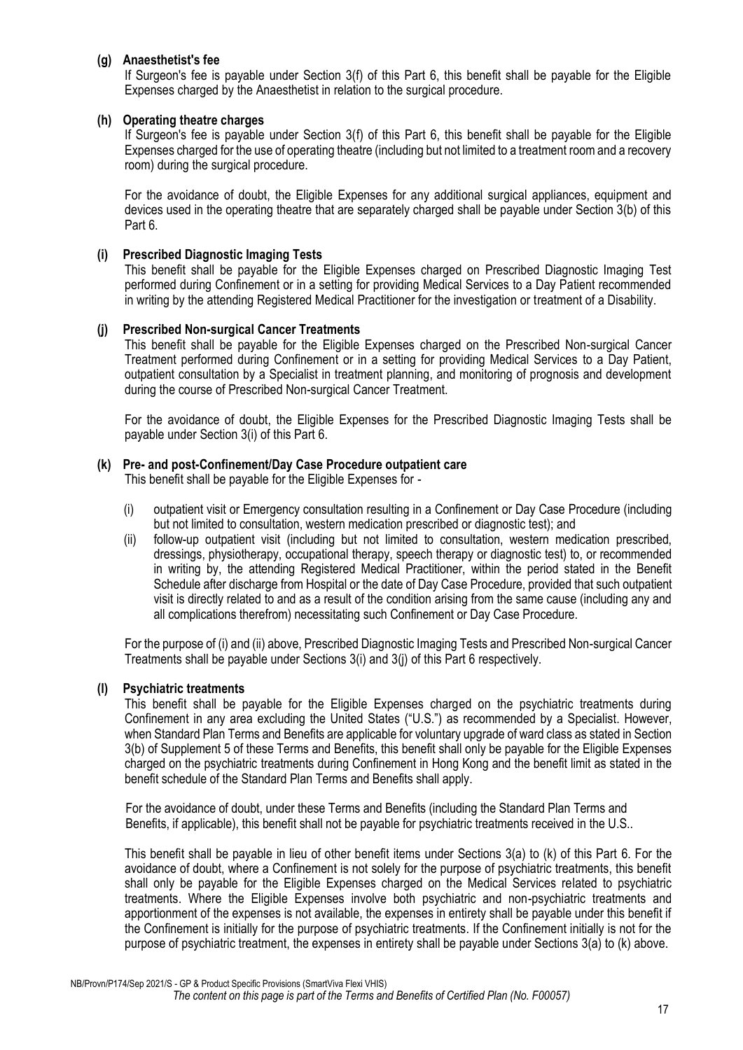#### (g) Anaesthetist's fee

If Surgeon's fee is payable under Section 3(f) of this Part 6, this benefit shall be payable for the Eligible Expenses charged by the Anaesthetist in relation to the surgical procedure.

#### (h) Operating theatre charges

If Surgeon's fee is payable under Section 3(f) of this Part 6, this benefit shall be payable for the Eligible Expenses charged for the use of operating theatre (including but not limited to a treatment room and a recovery room) during the surgical procedure.

For the avoidance of doubt, the Eligible Expenses for any additional surgical appliances, equipment and devices used in the operating theatre that are separately charged shall be payable under Section 3(b) of this Part 6.

#### (i) Prescribed Diagnostic Imaging Tests

This benefit shall be payable for the Eligible Expenses charged on Prescribed Diagnostic Imaging Test performed during Confinement or in a setting for providing Medical Services to a Day Patient recommended in writing by the attending Registered Medical Practitioner for the investigation or treatment of a Disability.

#### (j) Prescribed Non-surgical Cancer Treatments

This benefit shall be payable for the Eligible Expenses charged on the Prescribed Non-surgical Cancer Treatment performed during Confinement or in a setting for providing Medical Services to a Day Patient, outpatient consultation by a Specialist in treatment planning, and monitoring of prognosis and development during the course of Prescribed Non-surgical Cancer Treatment.

For the avoidance of doubt, the Eligible Expenses for the Prescribed Diagnostic Imaging Tests shall be payable under Section 3(i) of this Part 6.

#### (k) Pre- and post-Confinement/Day Case Procedure outpatient care

This benefit shall be payable for the Eligible Expenses for -

(i) outpatient visit or Emergency consultation resulting in a Confinement or Day Case Procedure (including but not limited to consultation, western medication prescribed or diagnostic test); and

(ii) follow-up outpatient visit (including but not limited to consultation, western medication prescribed, dressings, physiotherapy, occupational therapy, speech therapy or diagnostic test) to, or recommended in writing by, the attending Registered Medical Practitioner, within the period stated in the Benefit Schedule after discharge from Hospital or the date of Day Case Procedure, provided that such outpatient visit is directly related to and as a result of the condition arising from the same cause (including any and all complications therefrom) necessitating such Confinement or Day Case Procedure.

For the purpose of (i) and (ii) above, Prescribed Diagnostic Imaging Tests and Prescribed Non-surgical Cancer Treatments shall be payable under Sections 3(i) and 3(j) of this Part 6 respectively.

#### (l) Psychiatric treatments

This benefit shall be payable for the Eligible Expenses charged on the psychiatric treatments during Confinement in any area excluding the United States ("U.S.") as recommended by a Specialist. However, when Standard Plan Terms and Benefits are applicable for voluntary upgrade of ward class as stated in Section 3(b) of Supplement 5 of these Terms and Benefits, this benefit shall only be payable for the Eligible Expenses charged on the psychiatric treatments during Confinement in Hong Kong and the benefit limit as stated in the benefit schedule of the Standard Plan Terms and Benefits shall apply.

For the avoidance of doubt, under these Terms and Benefits (including the Standard Plan Terms and Benefits, if applicable), this benefit shall not be payable for psychiatric treatments received in the U.S..

This benefit shall be payable in lieu of other benefit items under Sections 3(a) to (k) of this Part 6. For the avoidance of doubt, where a Confinement is not solely for the purpose of psychiatric treatments, this benefit shall only be payable for the Eligible Expenses charged on the Medical Services related to psychiatric treatments. Where the Eligible Expenses involve both psychiatric and non-psychiatric treatments and apportionment of the expenses is not available, the expenses in entirety shall be payable under this benefit if the Confinement is initially for the purpose of psychiatric treatments. If the Confinement initially is not for the purpose of psychiatric treatment, the expenses in entirety shall be payable under Sections 3(a) to (k) above.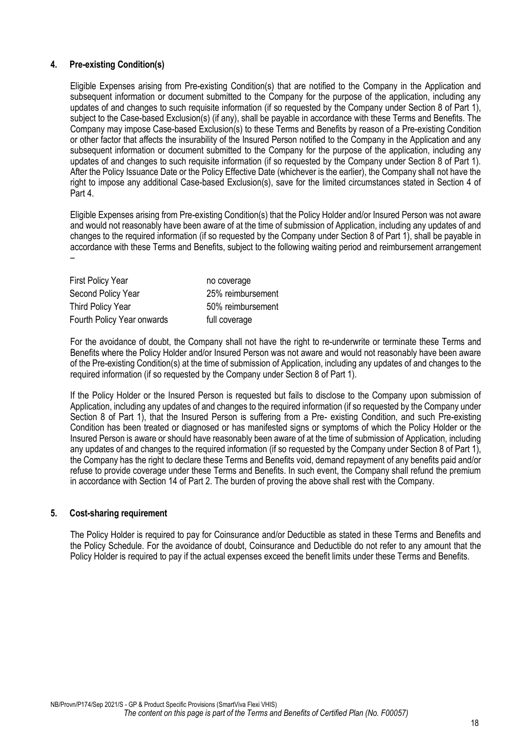## 4. Pre-existing Condition(s)

Eligible Expenses arising from Pre-existing Condition(s) that are notified to the Company in the Application and subsequent information or document submitted to the Company for the purpose of the application, including any updates of and changes to such requisite information (if so requested by the Company under Section 8 of Part 1), subject to the Case-based Exclusion(s) (if any), shall be payable in accordance with these Terms and Benefits. The Company may impose Case-based Exclusion(s) to these Terms and Benefits by reason of a Pre-existing Condition or other factor that affects the insurability of the Insured Person notified to the Company in the Application and any subsequent information or document submitted to the Company for the purpose of the application, including any updates of and changes to such requisite information (if so requested by the Company under Section 8 of Part 1). After the Policy Issuance Date or the Policy Effective Date (whichever is the earlier), the Company shall not have the right to impose any additional Case-based Exclusion(s), save for the limited circumstances stated in Section 4 of Part 4.

Eligible Expenses arising from Pre-existing Condition(s) that the Policy Holder and/or Insured Person was not aware and would not reasonably have been aware of at the time of submission of Application, including any updates of and changes to the required information (if so requested by the Company under Section 8 of Part 1), shall be payable in accordance with these Terms and Benefits, subject to the following waiting period and reimbursement arrangement –

| | |
|---|---|
| First Policy Year | no coverage |
| Second Policy Year | 25% reimbursement |
| Third Policy Year | 50% reimbursement |
| Fourth Policy Year onwards | full coverage |

For the avoidance of doubt, the Company shall not have the right to re-underwrite or terminate these Terms and Benefits where the Policy Holder and/or Insured Person was not aware and would not reasonably have been aware of the Pre-existing Condition(s) at the time of submission of Application, including any updates of and changes to the required information (if so requested by the Company under Section 8 of Part 1).

If the Policy Holder or the Insured Person is requested but fails to disclose to the Company upon submission of Application, including any updates of and changes to the required information (if so requested by the Company under Section 8 of Part 1), that the Insured Person is suffering from a Pre- existing Condition, and such Pre-existing Condition has been treated or diagnosed or has manifested signs or symptoms of which the Policy Holder or the Insured Person is aware or should have reasonably been aware of at the time of submission of Application, including any updates of and changes to the required information (if so requested by the Company under Section 8 of Part 1), the Company has the right to declare these Terms and Benefits void, demand repayment of any benefits paid and/or refuse to provide coverage under these Terms and Benefits. In such event, the Company shall refund the premium in accordance with Section 14 of Part 2. The burden of proving the above shall rest with the Company.

## 5. Cost-sharing requirement

The Policy Holder is required to pay for Coinsurance and/or Deductible as stated in these Terms and Benefits and the Policy Schedule. For the avoidance of doubt, Coinsurance and Deductible do not refer to any amount that the Policy Holder is required to pay if the actual expenses exceed the benefit limits under these Terms and Benefits.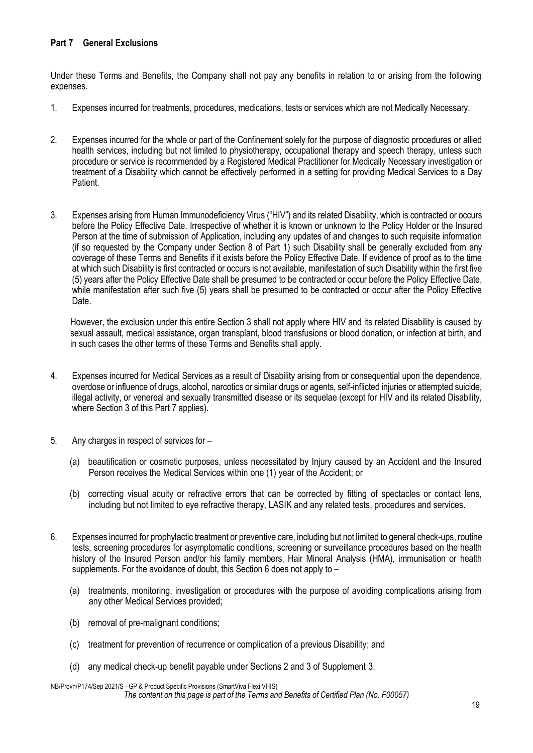## Part 7 General Exclusions

Under these Terms and Benefits, the Company shall not pay any benefits in relation to or arising from the following expenses.

1. Expenses incurred for treatments, procedures, medications, tests or services which are not Medically Necessary.

2. Expenses incurred for the whole or part of the Confinement solely for the purpose of diagnostic procedures or allied health services, including but not limited to physiotherapy, occupational therapy and speech therapy, unless such procedure or service is recommended by a Registered Medical Practitioner for Medically Necessary investigation or treatment of a Disability which cannot be effectively performed in a setting for providing Medical Services to a Day Patient.

3. Expenses arising from Human Immunodeficiency Virus ("HIV") and its related Disability, which is contracted or occurs before the Policy Effective Date. Irrespective of whether it is known or unknown to the Policy Holder or the Insured Person at the time of submission of Application, including any updates of and changes to such requisite information (if so requested by the Company under Section 8 of Part 1) such Disability shall be generally excluded from any coverage of these Terms and Benefits if it exists before the Policy Effective Date. If evidence of proof as to the time at which such Disability is first contracted or occurs is not available, manifestation of such Disability within the first five (5) years after the Policy Effective Date shall be presumed to be contracted or occur before the Policy Effective Date, while manifestation after such five (5) years shall be presumed to be contracted or occur after the Policy Effective Date.

   However, the exclusion under this entire Section 3 shall not apply where HIV and its related Disability is caused by sexual assault, medical assistance, organ transplant, blood transfusions or blood donation, or infection at birth, and in such cases the other terms of these Terms and Benefits shall apply.

4. Expenses incurred for Medical Services as a result of Disability arising from or consequential upon the dependence, overdose or influence of drugs, alcohol, narcotics or similar drugs or agents, self-inflicted injuries or attempted suicide, illegal activity, or venereal and sexually transmitted disease or its sequelae (except for HIV and its related Disability, where Section 3 of this Part 7 applies).

5. Any charges in respect of services for –

   (a) beautification or cosmetic purposes, unless necessitated by Injury caused by an Accident and the Insured Person receives the Medical Services within one (1) year of the Accident; or

   (b) correcting visual acuity or refractive errors that can be corrected by fitting of spectacles or contact lens, including but not limited to eye refractive therapy, LASIK and any related tests, procedures and services.

6. Expenses incurred for prophylactic treatment or preventive care, including but not limited to general check-ups, routine tests, screening procedures for asymptomatic conditions, screening or surveillance procedures based on the health history of the Insured Person and/or his family members, Hair Mineral Analysis (HMA), immunisation or health supplements. For the avoidance of doubt, this Section 6 does not apply to –

   (a) treatments, monitoring, investigation or procedures with the purpose of avoiding complications arising from any other Medical Services provided;

   (b) removal of pre-malignant conditions;

   (c) treatment for prevention of recurrence or complication of a previous Disability; and

   (d) any medical check-up benefit payable under Sections 2 and 3 of Supplement 3.

NB/Provn/P174/Sep 2021/S - GP & Product Specific Provisions (SmartViva Flexi VHIS)

*The content on this page is part of the Terms and Benefits of Certified Plan (No. F00057)*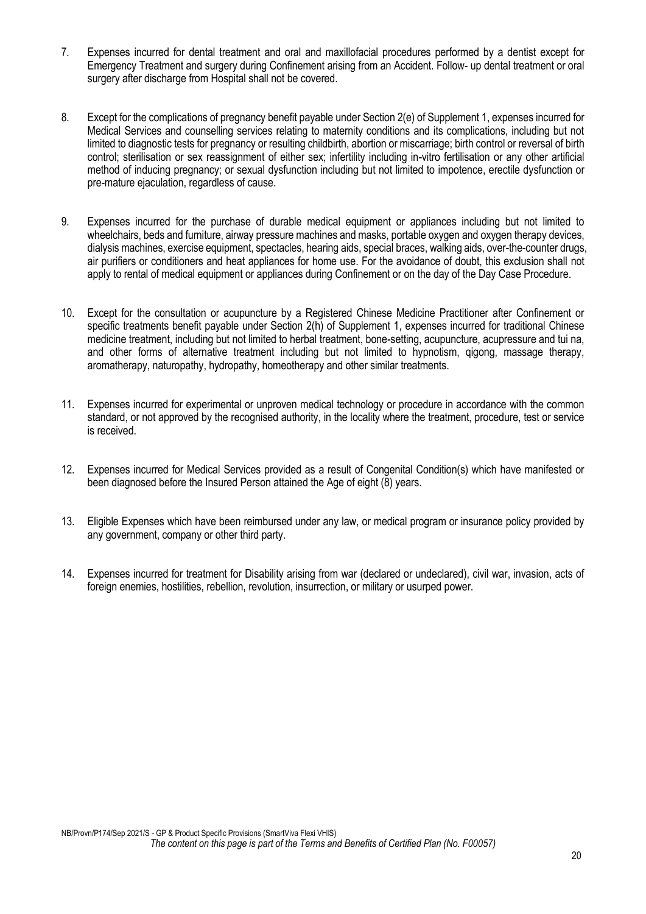7. Expenses incurred for dental treatment and oral and maxillofacial procedures performed by a dentist except for Emergency Treatment and surgery during Confinement arising from an Accident. Follow- up dental treatment or oral surgery after discharge from Hospital shall not be covered.

8. Except for the complications of pregnancy benefit payable under Section 2(e) of Supplement 1, expenses incurred for Medical Services and counselling services relating to maternity conditions and its complications, including but not limited to diagnostic tests for pregnancy or resulting childbirth, abortion or miscarriage; birth control or reversal of birth control; sterilisation or sex reassignment of either sex; infertility including in-vitro fertilisation or any other artificial method of inducing pregnancy; or sexual dysfunction including but not limited to impotence, erectile dysfunction or pre-mature ejaculation, regardless of cause.

9. Expenses incurred for the purchase of durable medical equipment or appliances including but not limited to wheelchairs, beds and furniture, airway pressure machines and masks, portable oxygen and oxygen therapy devices, dialysis machines, exercise equipment, spectacles, hearing aids, special braces, walking aids, over-the-counter drugs, air purifiers or conditioners and heat appliances for home use. For the avoidance of doubt, this exclusion shall not apply to rental of medical equipment or appliances during Confinement or on the day of the Day Case Procedure.

10. Except for the consultation or acupuncture by a Registered Chinese Medicine Practitioner after Confinement or specific treatments benefit payable under Section 2(h) of Supplement 1, expenses incurred for traditional Chinese medicine treatment, including but not limited to herbal treatment, bone-setting, acupuncture, acupressure and tui na, and other forms of alternative treatment including but not limited to hypnotism, qigong, massage therapy, aromatherapy, naturopathy, hydropathy, homeotherapy and other similar treatments.

11. Expenses incurred for experimental or unproven medical technology or procedure in accordance with the common standard, or not approved by the recognised authority, in the locality where the treatment, procedure, test or service is received.

12. Expenses incurred for Medical Services provided as a result of Congenital Condition(s) which have manifested or been diagnosed before the Insured Person attained the Age of eight (8) years.

13. Eligible Expenses which have been reimbursed under any law, or medical program or insurance policy provided by any government, company or other third party.

14. Expenses incurred for treatment for Disability arising from war (declared or undeclared), civil war, invasion, acts of foreign enemies, hostilities, rebellion, revolution, insurrection, or military or usurped power.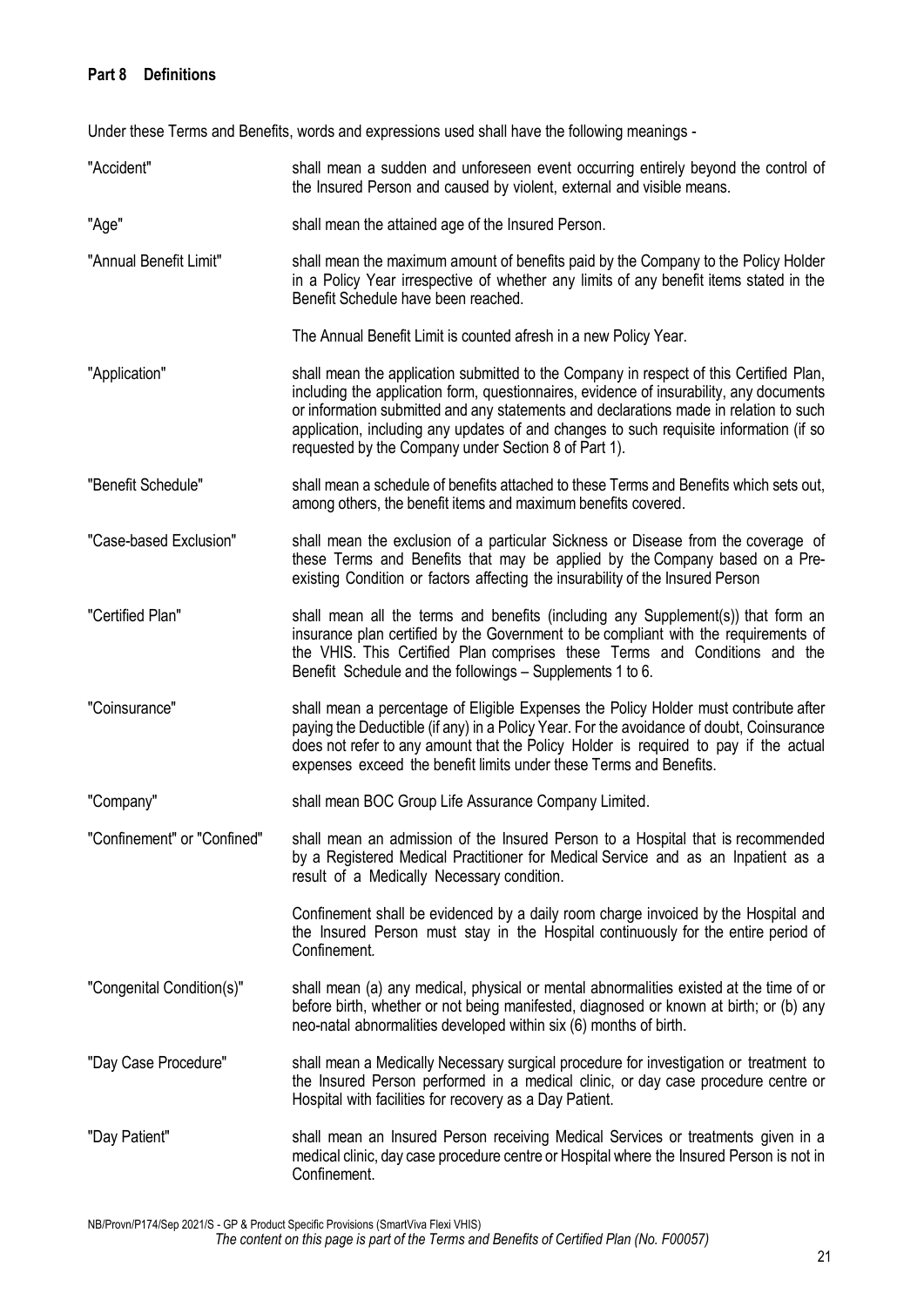## Part 8 Definitions

Under these Terms and Benefits, words and expressions used shall have the following meanings -

| Term | Definition |
| --- | --- |
| "Accident" | shall mean a sudden and unforeseen event occurring entirely beyond the control of the Insured Person and caused by violent, external and visible means. |
| "Age" | shall mean the attained age of the Insured Person. |
| "Annual Benefit Limit" | shall mean the maximum amount of benefits paid by the Company to the Policy Holder in a Policy Year irrespective of whether any limits of any benefit items stated in the Benefit Schedule have been reached.<br><br>The Annual Benefit Limit is counted afresh in a new Policy Year. |
| "Application" | shall mean the application submitted to the Company in respect of this Certified Plan, including the application form, questionnaires, evidence of insurability, any documents or information submitted and any statements and declarations made in relation to such application, including any updates of and changes to such requisite information (if so requested by the Company under Section 8 of Part 1). |
| "Benefit Schedule" | shall mean a schedule of benefits attached to these Terms and Benefits which sets out, among others, the benefit items and maximum benefits covered. |
| "Case-based Exclusion" | shall mean the exclusion of a particular Sickness or Disease from the coverage of these Terms and Benefits that may be applied by the Company based on a Pre-existing Condition or factors affecting the insurability of the Insured Person |
| "Certified Plan" | shall mean all the terms and benefits (including any Supplement(s)) that form an insurance plan certified by the Government to be compliant with the requirements of the VHIS. This Certified Plan comprises these Terms and Conditions and the Benefit Schedule and the followings – Supplements 1 to 6. |
| "Coinsurance" | shall mean a percentage of Eligible Expenses the Policy Holder must contribute after paying the Deductible (if any) in a Policy Year. For the avoidance of doubt, Coinsurance does not refer to any amount that the Policy Holder is required to pay if the actual expenses exceed the benefit limits under these Terms and Benefits. |
| "Company" | shall mean BOC Group Life Assurance Company Limited. |
| "Confinement" or "Confined" | shall mean an admission of the Insured Person to a Hospital that is recommended by a Registered Medical Practitioner for Medical Service and as an Inpatient as a result of a Medically Necessary condition.<br><br>Confinement shall be evidenced by a daily room charge invoiced by the Hospital and the Insured Person must stay in the Hospital continuously for the entire period of Confinement. |
| "Congenital Condition(s)" | shall mean (a) any medical, physical or mental abnormalities existed at the time of or before birth, whether or not being manifested, diagnosed or known at birth; or (b) any neo-natal abnormalities developed within six (6) months of birth. |
| "Day Case Procedure" | shall mean a Medically Necessary surgical procedure for investigation or treatment to the Insured Person performed in a medical clinic, or day case procedure centre or Hospital with facilities for recovery as a Day Patient. |
| "Day Patient" | shall mean an Insured Person receiving Medical Services or treatments given in a medical clinic, day case procedure centre or Hospital where the Insured Person is not in Confinement. |

NB/Provn/P174/Sep 2021/S - GP & Product Specific Provisions (SmartViva Flexi VHIS)

*The content on this page is part of the Terms and Benefits of Certified Plan (No. F00057)*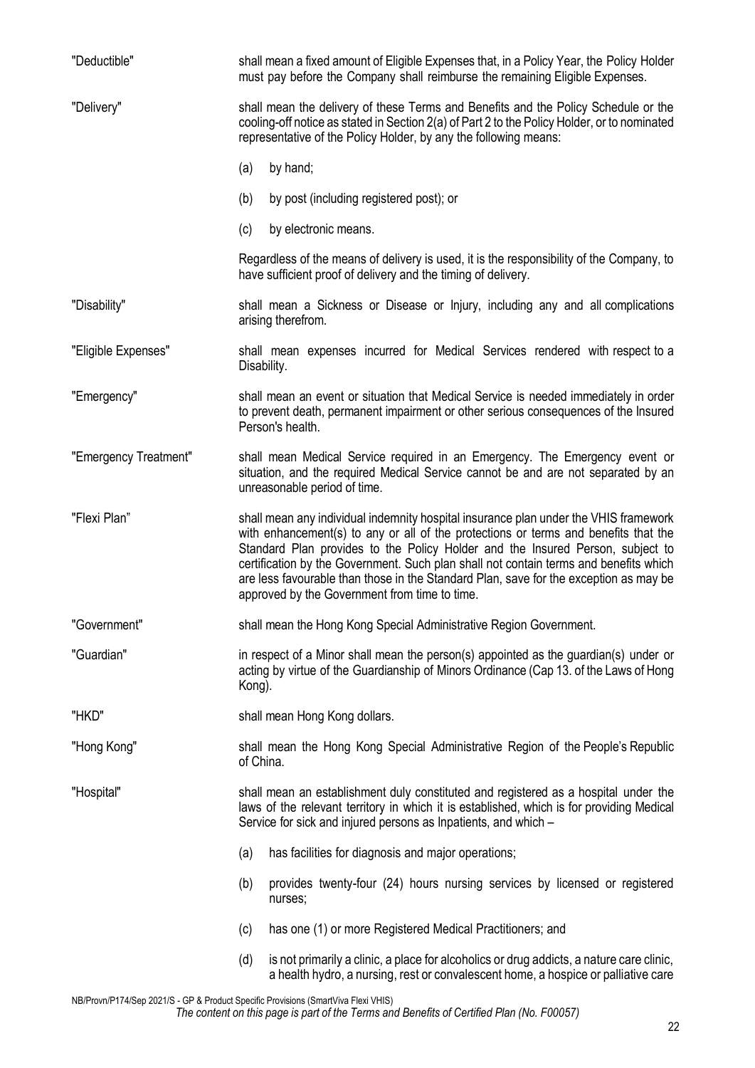"Deductible" shall mean a fixed amount of Eligible Expenses that, in a Policy Year, the Policy Holder must pay before the Company shall reimburse the remaining Eligible Expenses.

"Delivery" shall mean the delivery of these Terms and Benefits and the Policy Schedule or the cooling-off notice as stated in Section 2(a) of Part 2 to the Policy Holder, or to nominated representative of the Policy Holder, by any the following means:

(a) by hand;

(b) by post (including registered post); or

(c) by electronic means.

Regardless of the means of delivery is used, it is the responsibility of the Company, to have sufficient proof of delivery and the timing of delivery.

"Disability" shall mean a Sickness or Disease or Injury, including any and all complications arising therefrom.

"Eligible Expenses" shall mean expenses incurred for Medical Services rendered with respect to a Disability.

"Emergency" shall mean an event or situation that Medical Service is needed immediately in order to prevent death, permanent impairment or other serious consequences of the Insured Person's health.

"Emergency Treatment" shall mean Medical Service required in an Emergency. The Emergency event or situation, and the required Medical Service cannot be and are not separated by an unreasonable period of time.

"Flexi Plan" shall mean any individual indemnity hospital insurance plan under the VHIS framework with enhancement(s) to any or all of the protections or terms and benefits that the Standard Plan provides to the Policy Holder and the Insured Person, subject to certification by the Government. Such plan shall not contain terms and benefits which are less favourable than those in the Standard Plan, save for the exception as may be approved by the Government from time to time.

"Government" shall mean the Hong Kong Special Administrative Region Government.

"Guardian" in respect of a Minor shall mean the person(s) appointed as the guardian(s) under or acting by virtue of the Guardianship of Minors Ordinance (Cap 13. of the Laws of Hong Kong).

"HKD" shall mean Hong Kong dollars.

"Hong Kong" shall mean the Hong Kong Special Administrative Region of the People's Republic of China.

"Hospital" shall mean an establishment duly constituted and registered as a hospital under the laws of the relevant territory in which it is established, which is for providing Medical Service for sick and injured persons as Inpatients, and which –

(a) has facilities for diagnosis and major operations;

(b) provides twenty-four (24) hours nursing services by licensed or registered nurses;

(c) has one (1) or more Registered Medical Practitioners; and

(d) is not primarily a clinic, a place for alcoholics or drug addicts, a nature care clinic, a health hydro, a nursing, rest or convalescent home, a hospice or palliative care

NB/Provn/P174/Sep 2021/S - GP & Product Specific Provisions (SmartViva Flexi VHIS)

*The content on this page is part of the Terms and Benefits of Certified Plan (No. F00057)*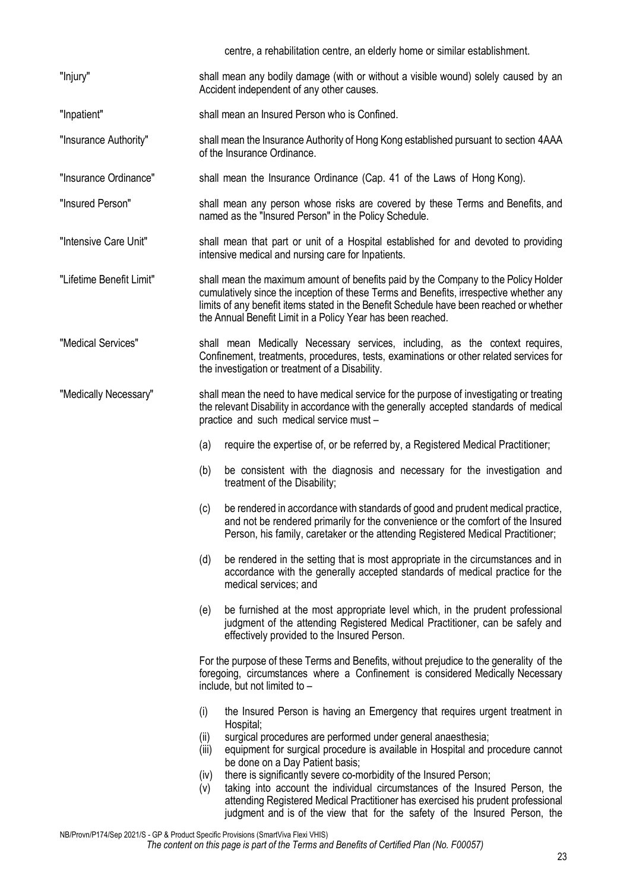centre, a rehabilitation centre, an elderly home or similar establishment.

"Injury" shall mean any bodily damage (with or without a visible wound) solely caused by an Accident independent of any other causes.

"Inpatient" shall mean an Insured Person who is Confined.

"Insurance Authority" shall mean the Insurance Authority of Hong Kong established pursuant to section 4AAA of the Insurance Ordinance.

"Insurance Ordinance" shall mean the Insurance Ordinance (Cap. 41 of the Laws of Hong Kong).

"Insured Person" shall mean any person whose risks are covered by these Terms and Benefits, and named as the "Insured Person" in the Policy Schedule.

"Intensive Care Unit" shall mean that part or unit of a Hospital established for and devoted to providing intensive medical and nursing care for Inpatients.

"Lifetime Benefit Limit" shall mean the maximum amount of benefits paid by the Company to the Policy Holder cumulatively since the inception of these Terms and Benefits, irrespective whether any limits of any benefit items stated in the Benefit Schedule have been reached or whether the Annual Benefit Limit in a Policy Year has been reached.

"Medical Services" shall mean Medically Necessary services, including, as the context requires, Confinement, treatments, procedures, tests, examinations or other related services for the investigation or treatment of a Disability.

"Medically Necessary" shall mean the need to have medical service for the purpose of investigating or treating the relevant Disability in accordance with the generally accepted standards of medical practice and such medical service must –

(a) require the expertise of, or be referred by, a Registered Medical Practitioner;

(b) be consistent with the diagnosis and necessary for the investigation and treatment of the Disability;

(c) be rendered in accordance with standards of good and prudent medical practice, and not be rendered primarily for the convenience or the comfort of the Insured Person, his family, caretaker or the attending Registered Medical Practitioner;

(d) be rendered in the setting that is most appropriate in the circumstances and in accordance with the generally accepted standards of medical practice for the medical services; and

(e) be furnished at the most appropriate level which, in the prudent professional judgment of the attending Registered Medical Practitioner, can be safely and effectively provided to the Insured Person.

For the purpose of these Terms and Benefits, without prejudice to the generality of the foregoing, circumstances where a Confinement is considered Medically Necessary include, but not limited to –

(i) the Insured Person is having an Emergency that requires urgent treatment in Hospital;

(ii) surgical procedures are performed under general anaesthesia;

(iii) equipment for surgical procedure is available in Hospital and procedure cannot be done on a Day Patient basis;

(iv) there is significantly severe co-morbidity of the Insured Person;

(v) taking into account the individual circumstances of the Insured Person, the attending Registered Medical Practitioner has exercised his prudent professional judgment and is of the view that for the safety of the Insured Person, the

NB/Provn/P174/Sep 2021/S - GP & Product Specific Provisions (SmartViva Flexi VHIS)

*The content on this page is part of the Terms and Benefits of Certified Plan (No. F00057)*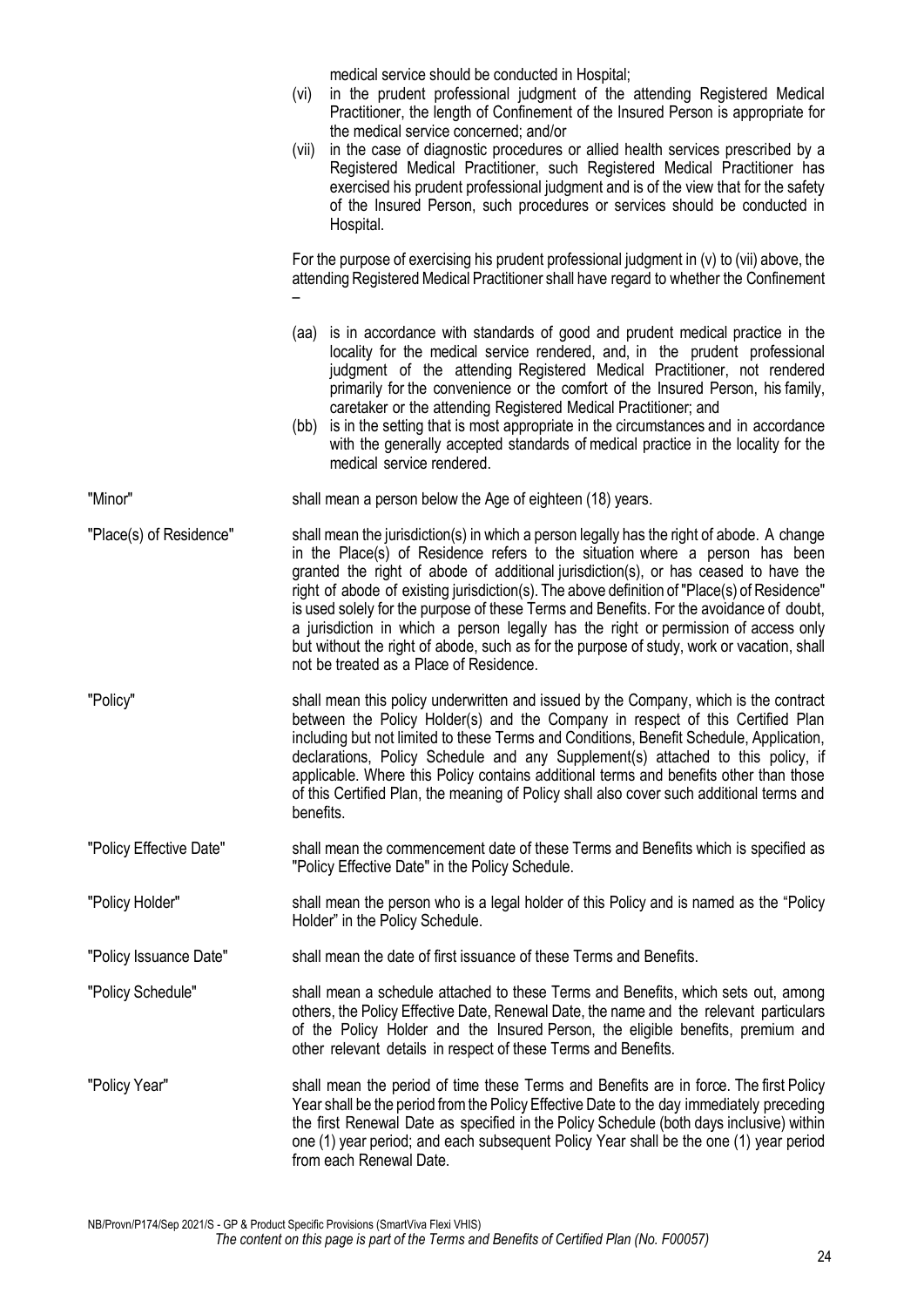medical service should be conducted in Hospital;

(vi) in the prudent professional judgment of the attending Registered Medical Practitioner, the length of Confinement of the Insured Person is appropriate for the medical service concerned; and/or

(vii) in the case of diagnostic procedures or allied health services prescribed by a Registered Medical Practitioner, such Registered Medical Practitioner has exercised his prudent professional judgment and is of the view that for the safety of the Insured Person, such procedures or services should be conducted in Hospital.

For the purpose of exercising his prudent professional judgment in (v) to (vii) above, the attending Registered Medical Practitioner shall have regard to whether the Confinement –

(aa) is in accordance with standards of good and prudent medical practice in the locality for the medical service rendered, and, in the prudent professional judgment of the attending Registered Medical Practitioner, not rendered primarily for the convenience or the comfort of the Insured Person, his family, caretaker or the attending Registered Medical Practitioner; and

(bb) is in the setting that is most appropriate in the circumstances and in accordance with the generally accepted standards of medical practice in the locality for the medical service rendered.

| | |
|---|---|
| "Minor" | shall mean a person below the Age of eighteen (18) years. |
| "Place(s) of Residence" | shall mean the jurisdiction(s) in which a person legally has the right of abode. A change in the Place(s) of Residence refers to the situation where a person has been granted the right of abode of additional jurisdiction(s), or has ceased to have the right of abode of existing jurisdiction(s). The above definition of "Place(s) of Residence" is used solely for the purpose of these Terms and Benefits. For the avoidance of doubt, a jurisdiction in which a person legally has the right or permission of access only but without the right of abode, such as for the purpose of study, work or vacation, shall not be treated as a Place of Residence. |
| "Policy" | shall mean this policy underwritten and issued by the Company, which is the contract between the Policy Holder(s) and the Company in respect of this Certified Plan including but not limited to these Terms and Conditions, Benefit Schedule, Application, declarations, Policy Schedule and any Supplement(s) attached to this policy, if applicable. Where this Policy contains additional terms and benefits other than those of this Certified Plan, the meaning of Policy shall also cover such additional terms and benefits. |
| "Policy Effective Date" | shall mean the commencement date of these Terms and Benefits which is specified as "Policy Effective Date" in the Policy Schedule. |
| "Policy Holder" | shall mean the person who is a legal holder of this Policy and is named as the "Policy Holder" in the Policy Schedule. |
| "Policy Issuance Date" | shall mean the date of first issuance of these Terms and Benefits. |
| "Policy Schedule" | shall mean a schedule attached to these Terms and Benefits, which sets out, among others, the Policy Effective Date, Renewal Date, the name and the relevant particulars of the Policy Holder and the Insured Person, the eligible benefits, premium and other relevant details in respect of these Terms and Benefits. |
| "Policy Year" | shall mean the period of time these Terms and Benefits are in force. The first Policy Year shall be the period from the Policy Effective Date to the day immediately preceding the first Renewal Date as specified in the Policy Schedule (both days inclusive) within one (1) year period; and each subsequent Policy Year shall be the one (1) year period from each Renewal Date. |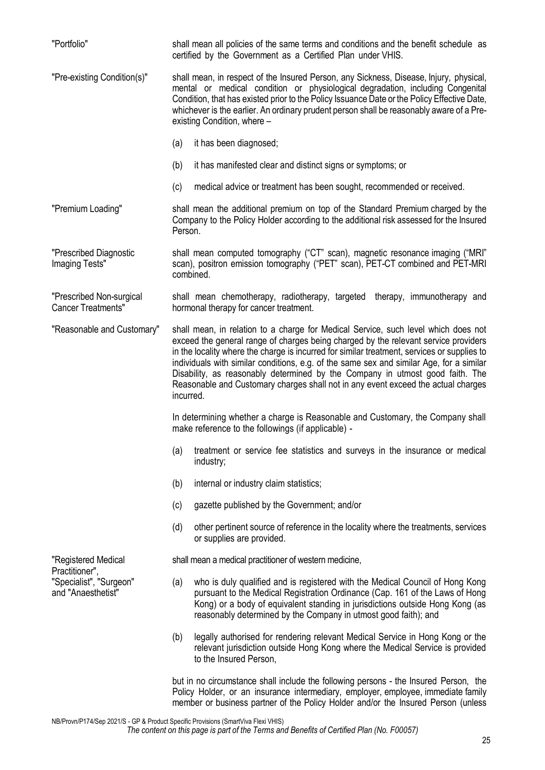"Portfolio" shall mean all policies of the same terms and conditions and the benefit schedule as certified by the Government as a Certified Plan under VHIS.

"Pre-existing Condition(s)" shall mean, in respect of the Insured Person, any Sickness, Disease, Injury, physical, mental or medical condition or physiological degradation, including Congenital Condition, that has existed prior to the Policy Issuance Date or the Policy Effective Date, whichever is the earlier. An ordinary prudent person shall be reasonably aware of a Pre-existing Condition, where –

(a) it has been diagnosed;

(b) it has manifested clear and distinct signs or symptoms; or

(c) medical advice or treatment has been sought, recommended or received.

"Premium Loading" shall mean the additional premium on top of the Standard Premium charged by the Company to the Policy Holder according to the additional risk assessed for the Insured Person.

"Prescribed Diagnostic Imaging Tests" shall mean computed tomography ("CT" scan), magnetic resonance imaging ("MRI" scan), positron emission tomography ("PET" scan), PET-CT combined and PET-MRI combined.

"Prescribed Non-surgical Cancer Treatments" shall mean chemotherapy, radiotherapy, targeted therapy, immunotherapy and hormonal therapy for cancer treatment.

"Reasonable and Customary" shall mean, in relation to a charge for Medical Service, such level which does not exceed the general range of charges being charged by the relevant service providers in the locality where the charge is incurred for similar treatment, services or supplies to individuals with similar conditions, e.g. of the same sex and similar Age, for a similar Disability, as reasonably determined by the Company in utmost good faith. The Reasonable and Customary charges shall not in any event exceed the actual charges incurred.

In determining whether a charge is Reasonable and Customary, the Company shall make reference to the followings (if applicable) -

(a) treatment or service fee statistics and surveys in the insurance or medical industry;

(b) internal or industry claim statistics;

(c) gazette published by the Government; and/or

(d) other pertinent source of reference in the locality where the treatments, services or supplies are provided.

"Registered Medical Practitioner", "Specialist", "Surgeon" and "Anaesthetist" shall mean a medical practitioner of western medicine,

(a) who is duly qualified and is registered with the Medical Council of Hong Kong pursuant to the Medical Registration Ordinance (Cap. 161 of the Laws of Hong Kong) or a body of equivalent standing in jurisdictions outside Hong Kong (as reasonably determined by the Company in utmost good faith); and

(b) legally authorised for rendering relevant Medical Service in Hong Kong or the relevant jurisdiction outside Hong Kong where the Medical Service is provided to the Insured Person,

but in no circumstance shall include the following persons - the Insured Person, the Policy Holder, or an insurance intermediary, employer, employee, immediate family member or business partner of the Policy Holder and/or the Insured Person (unless

NB/Provn/P174/Sep 2021/S - GP & Product Specific Provisions (SmartViva Flexi VHIS)
*The content on this page is part of the Terms and Benefits of Certified Plan (No. F00057)*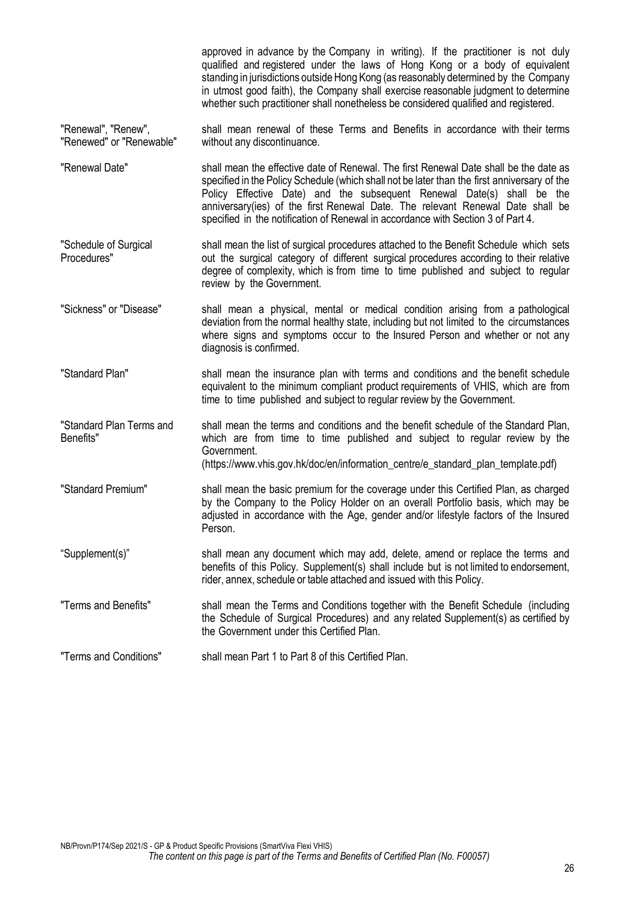approved in advance by the Company in writing). If the practitioner is not duly qualified and registered under the laws of Hong Kong or a body of equivalent standing in jurisdictions outside Hong Kong (as reasonably determined by the Company in utmost good faith), the Company shall exercise reasonable judgment to determine whether such practitioner shall nonetheless be considered qualified and registered.

| | |
|---|---|
| "Renewal", "Renew", "Renewed" or "Renewable" | shall mean renewal of these Terms and Benefits in accordance with their terms without any discontinuance. |
| "Renewal Date" | shall mean the effective date of Renewal. The first Renewal Date shall be the date as specified in the Policy Schedule (which shall not be later than the first anniversary of the Policy Effective Date) and the subsequent Renewal Date(s) shall be the anniversary(ies) of the first Renewal Date. The relevant Renewal Date shall be specified in the notification of Renewal in accordance with Section 3 of Part 4. |
| "Schedule of Surgical Procedures" | shall mean the list of surgical procedures attached to the Benefit Schedule which sets out the surgical category of different surgical procedures according to their relative degree of complexity, which is from time to time published and subject to regular review by the Government. |
| "Sickness" or "Disease" | shall mean a physical, mental or medical condition arising from a pathological deviation from the normal healthy state, including but not limited to the circumstances where signs and symptoms occur to the Insured Person and whether or not any diagnosis is confirmed. |
| "Standard Plan" | shall mean the insurance plan with terms and conditions and the benefit schedule equivalent to the minimum compliant product requirements of VHIS, which are from time to time published and subject to regular review by the Government. |
| "Standard Plan Terms and Benefits" | shall mean the terms and conditions and the benefit schedule of the Standard Plan, which are from time to time published and subject to regular review by the Government. (https://www.vhis.gov.hk/doc/en/information_centre/e_standard_plan_template.pdf) |
| "Standard Premium" | shall mean the basic premium for the coverage under this Certified Plan, as charged by the Company to the Policy Holder on an overall Portfolio basis, which may be adjusted in accordance with the Age, gender and/or lifestyle factors of the Insured Person. |
| "Supplement(s)" | shall mean any document which may add, delete, amend or replace the terms and benefits of this Policy. Supplement(s) shall include but is not limited to endorsement, rider, annex, schedule or table attached and issued with this Policy. |
| "Terms and Benefits" | shall mean the Terms and Conditions together with the Benefit Schedule (including the Schedule of Surgical Procedures) and any related Supplement(s) as certified by the Government under this Certified Plan. |
| "Terms and Conditions" | shall mean Part 1 to Part 8 of this Certified Plan. |

NB/Provn/P174/Sep 2021/S - GP & Product Specific Provisions (SmartViva Flexi VHIS)

*The content on this page is part of the Terms and Benefits of Certified Plan (No. F00057)*